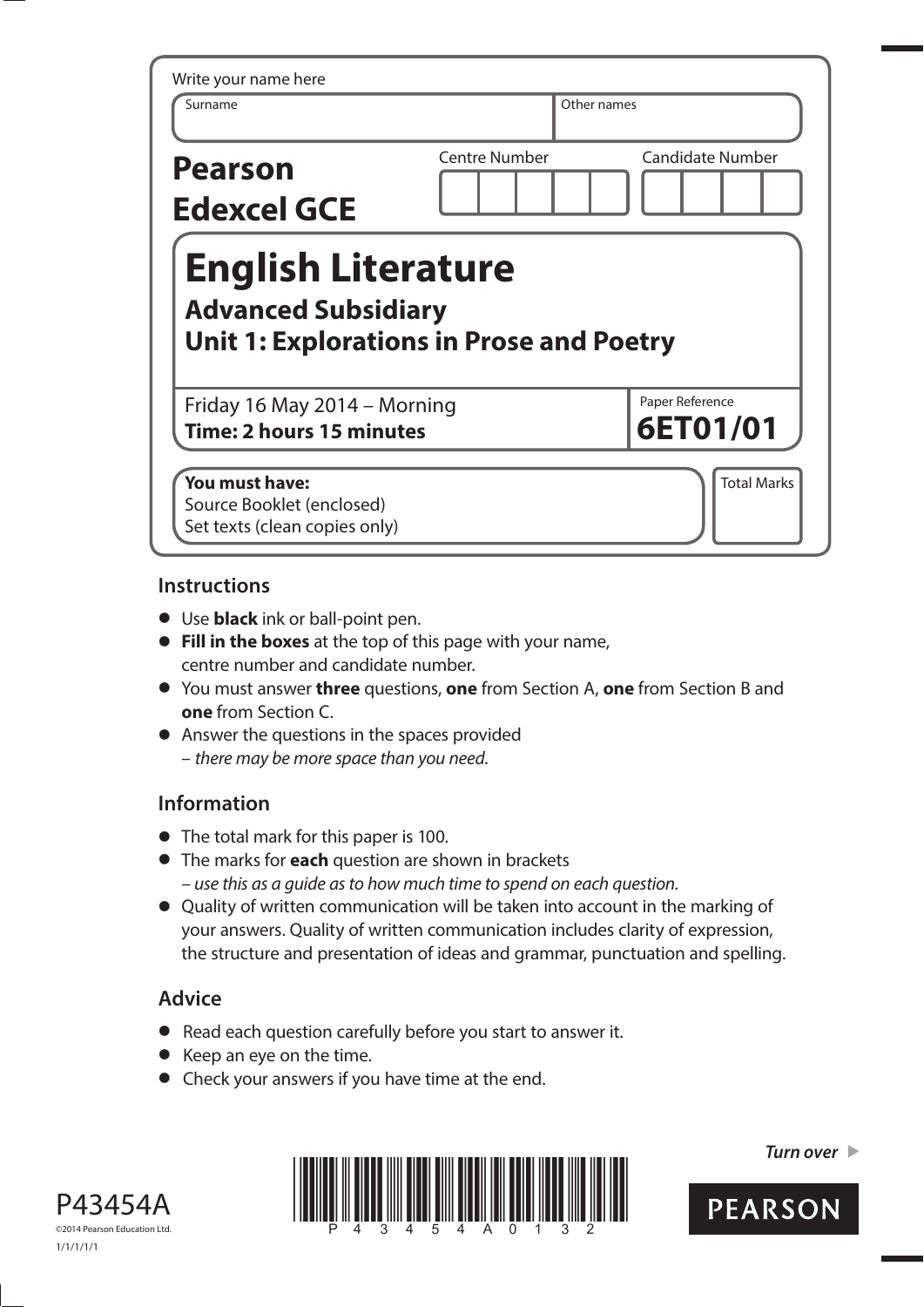Write your name here

| Surname | Other names |
| --- | --- |
| | |

**Pearson Edexcel GCE**

| Centre Number | Candidate Number |
| --- | --- |
| | |

# English Literature

## Advanced Subsidiary

## Unit 1: Explorations in Prose and Poetry

Friday 16 May 2014 – Morning
**Time: 2 hours 15 minutes**

Paper Reference
**6ET01/01**

**You must have:**
Source Booklet (enclosed)
Set texts (clean copies only)

Total Marks

## Instructions

- Use **black** ink or ball-point pen.
- **Fill in the boxes** at the top of this page with your name, centre number and candidate number.
- You must answer **three** questions, **one** from Section A, **one** from Section B and **one** from Section C.
- Answer the questions in the spaces provided
  – *there may be more space than you need.*

## Information

- The total mark for this paper is 100.
- The marks for **each** question are shown in brackets
  – *use this as a guide as to how much time to spend on each question.*
- Quality of written communication will be taken into account in the marking of your answers. Quality of written communication includes clarity of expression, the structure and presentation of ideas and grammar, punctuation and spelling.

## Advice

- Read each question carefully before you start to answer it.
- Keep an eye on the time.
- Check your answers if you have time at the end.

*Turn over* ▶

P43454A
©2014 Pearson Education Ltd.
1/1/1/1/1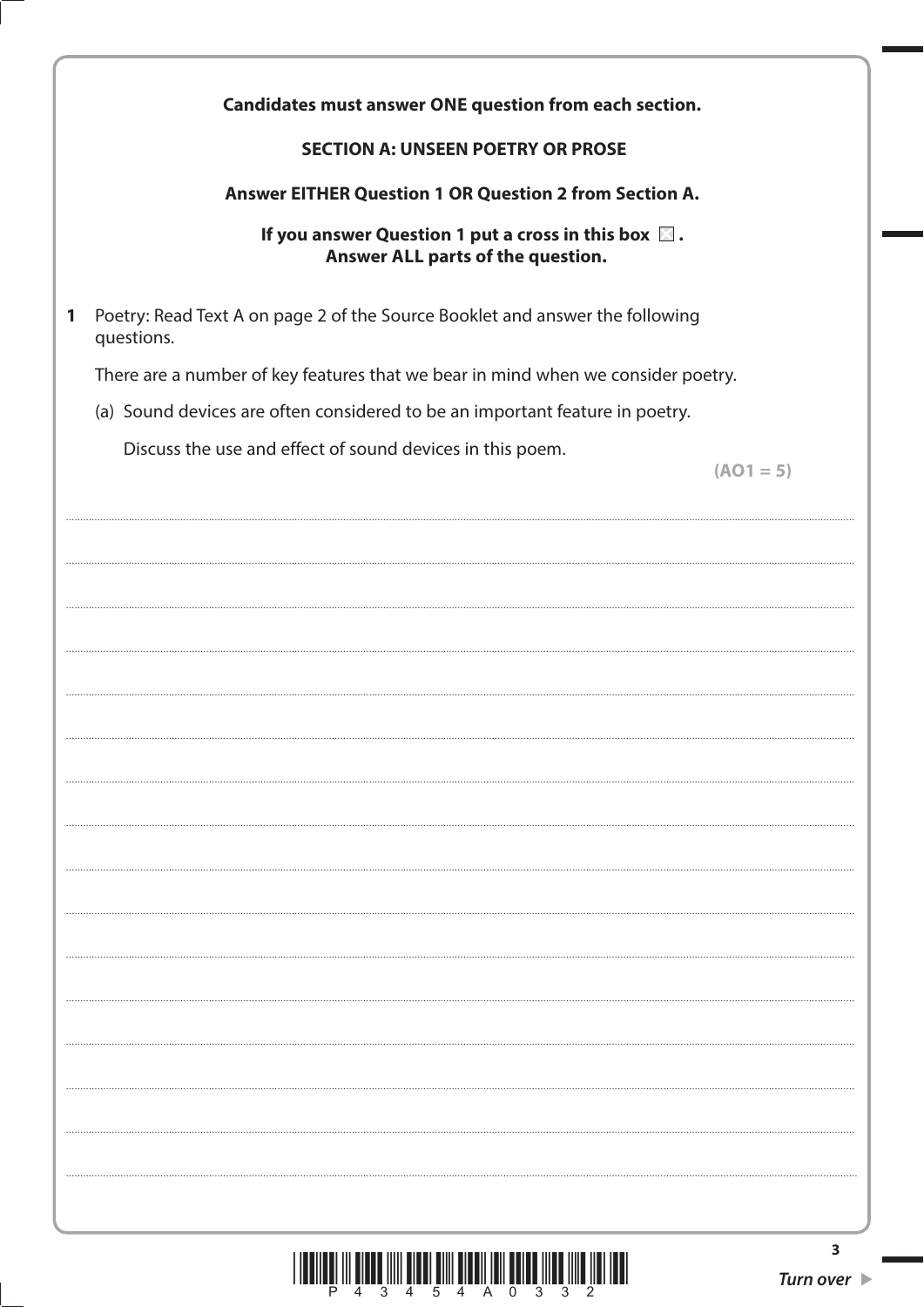**Candidates must answer ONE question from each section.**

**SECTION A: UNSEEN POETRY OR PROSE**

**Answer EITHER Question 1 OR Question 2 from Section A.**

**If you answer Question 1 put a cross in this box ☒.**
**Answer ALL parts of the question.**

**1** Poetry: Read Text A on page 2 of the Source Booklet and answer the following questions.

There are a number of key features that we bear in mind when we consider poetry.

(a) Sound devices are often considered to be an important feature in poetry.

Discuss the use and effect of sound devices in this poem.

**(AO1 = 5)**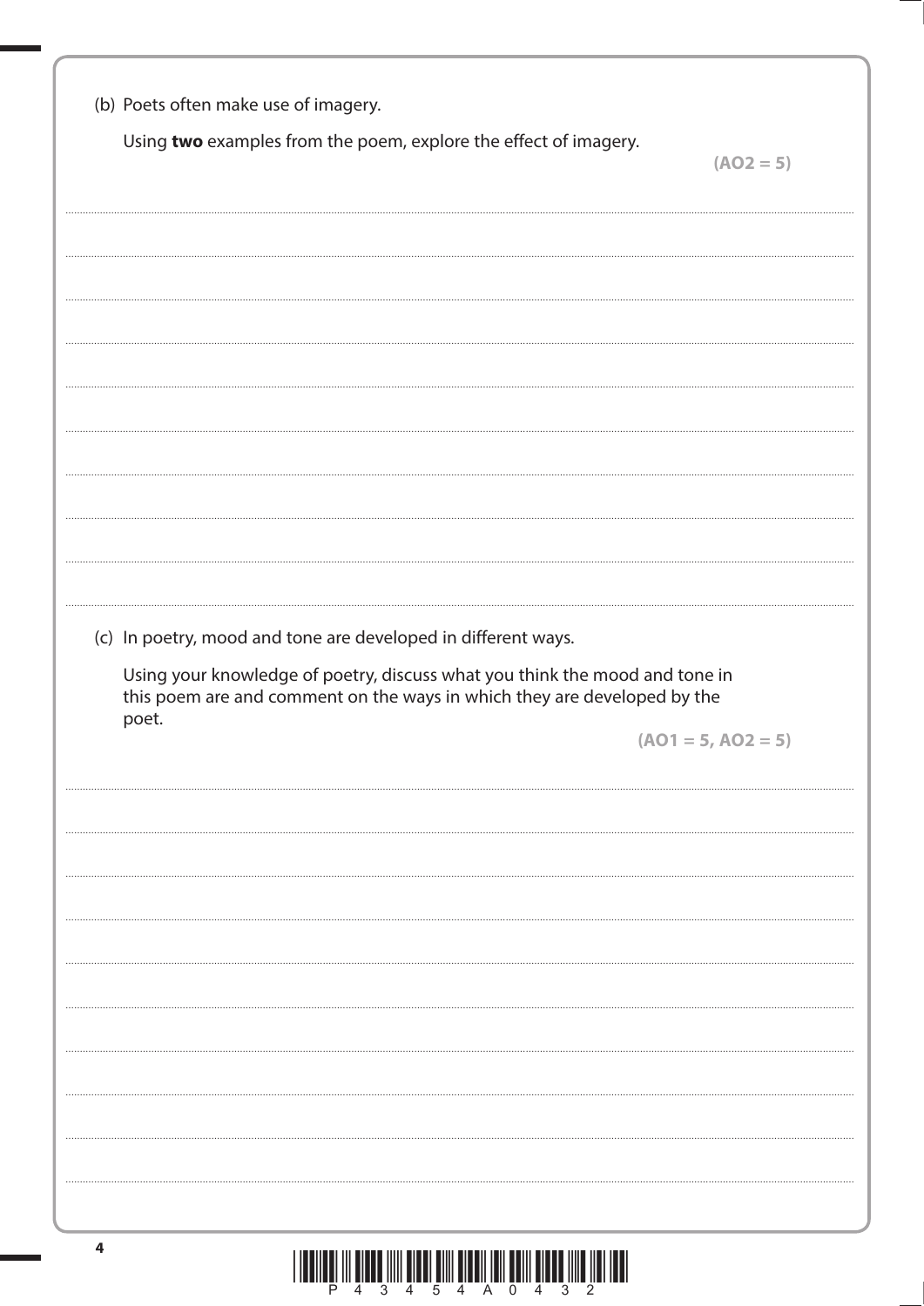(b) Poets often make use of imagery.

Using **two** examples from the poem, explore the effect of imagery.

**(AO2 = 5)**

(c) In poetry, mood and tone are developed in different ways.

Using your knowledge of poetry, discuss what you think the mood and tone in this poem are and comment on the ways in which they are developed by the poet.

**(AO1 = 5, AO2 = 5)**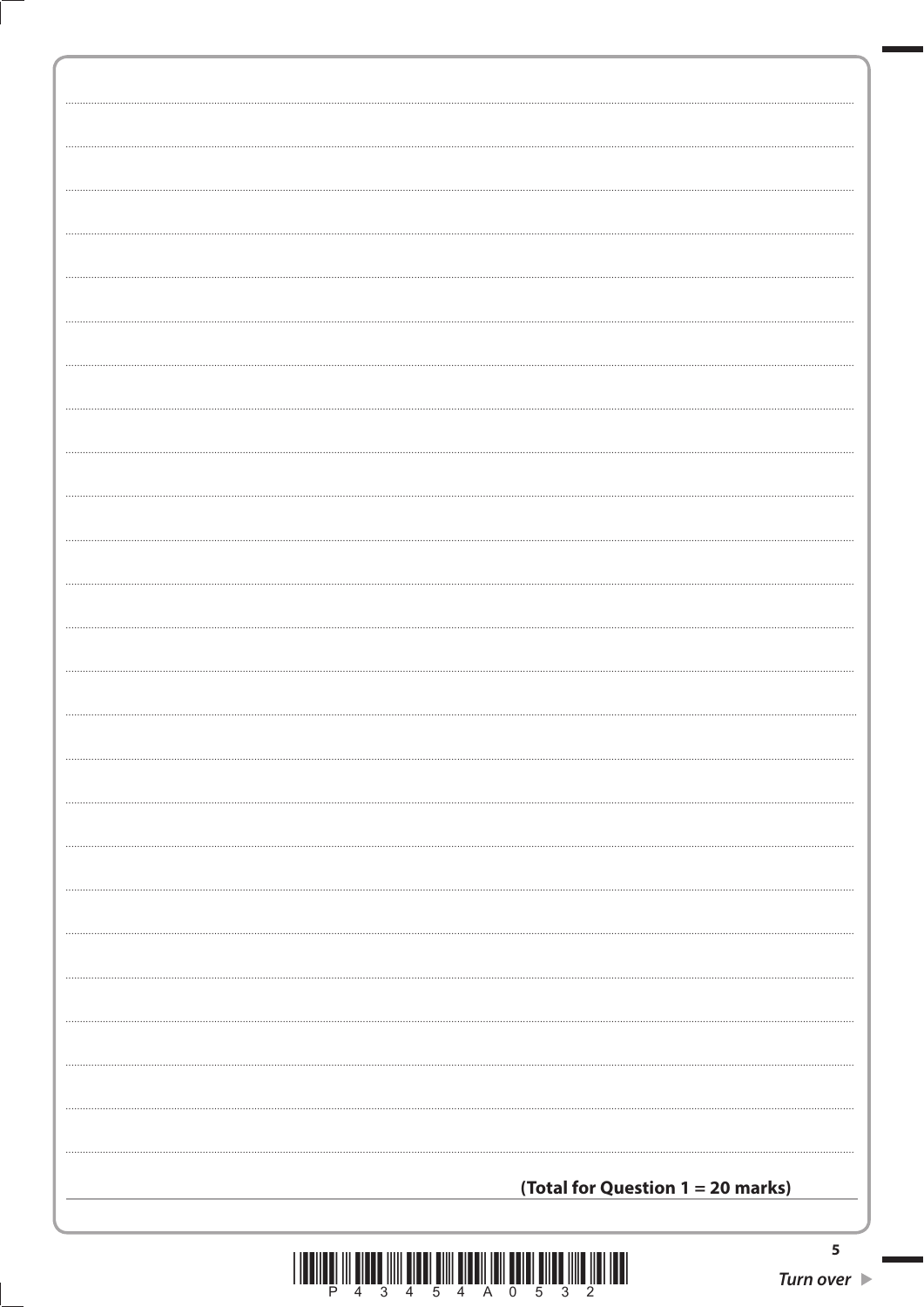**(Total for Question 1 = 20 marks)**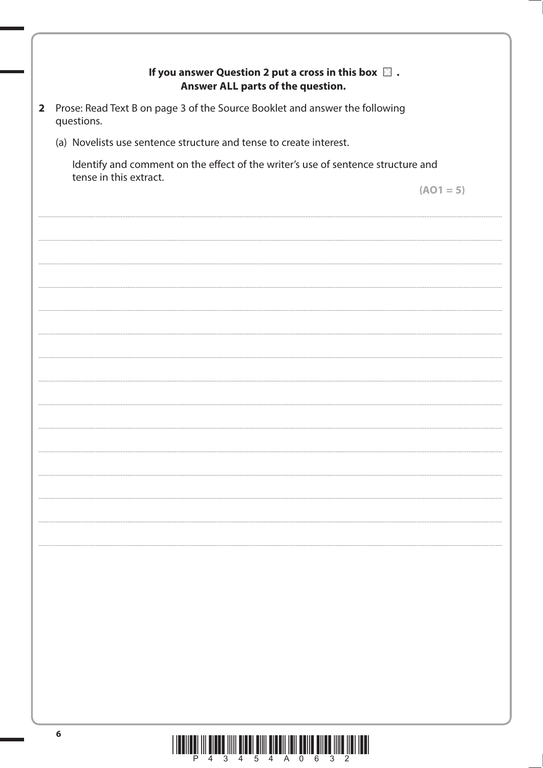**If you answer Question 2 put a cross in this box ☒ .**
**Answer ALL parts of the question.**

**2** Prose: Read Text B on page 3 of the Source Booklet and answer the following questions.

(a) Novelists use sentence structure and tense to create interest.

Identify and comment on the effect of the writer's use of sentence structure and tense in this extract.

**(AO1 = 5)**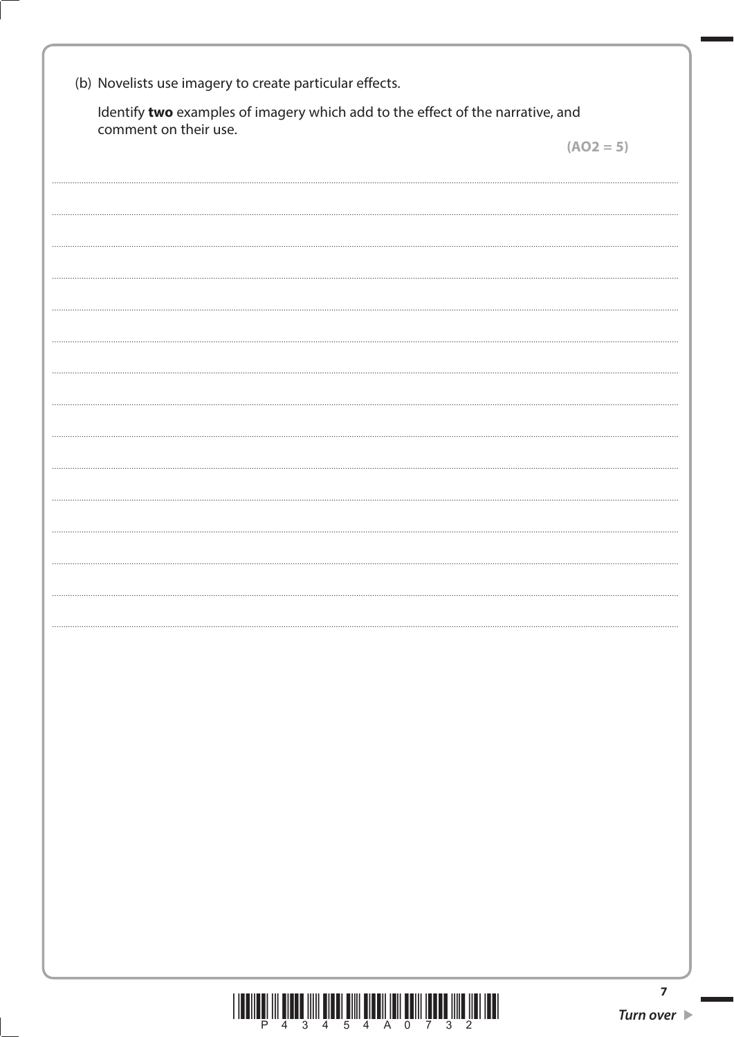(b) Novelists use imagery to create particular effects.

Identify **two** examples of imagery which add to the effect of the narrative, and comment on their use.

**(AO2 = 5)**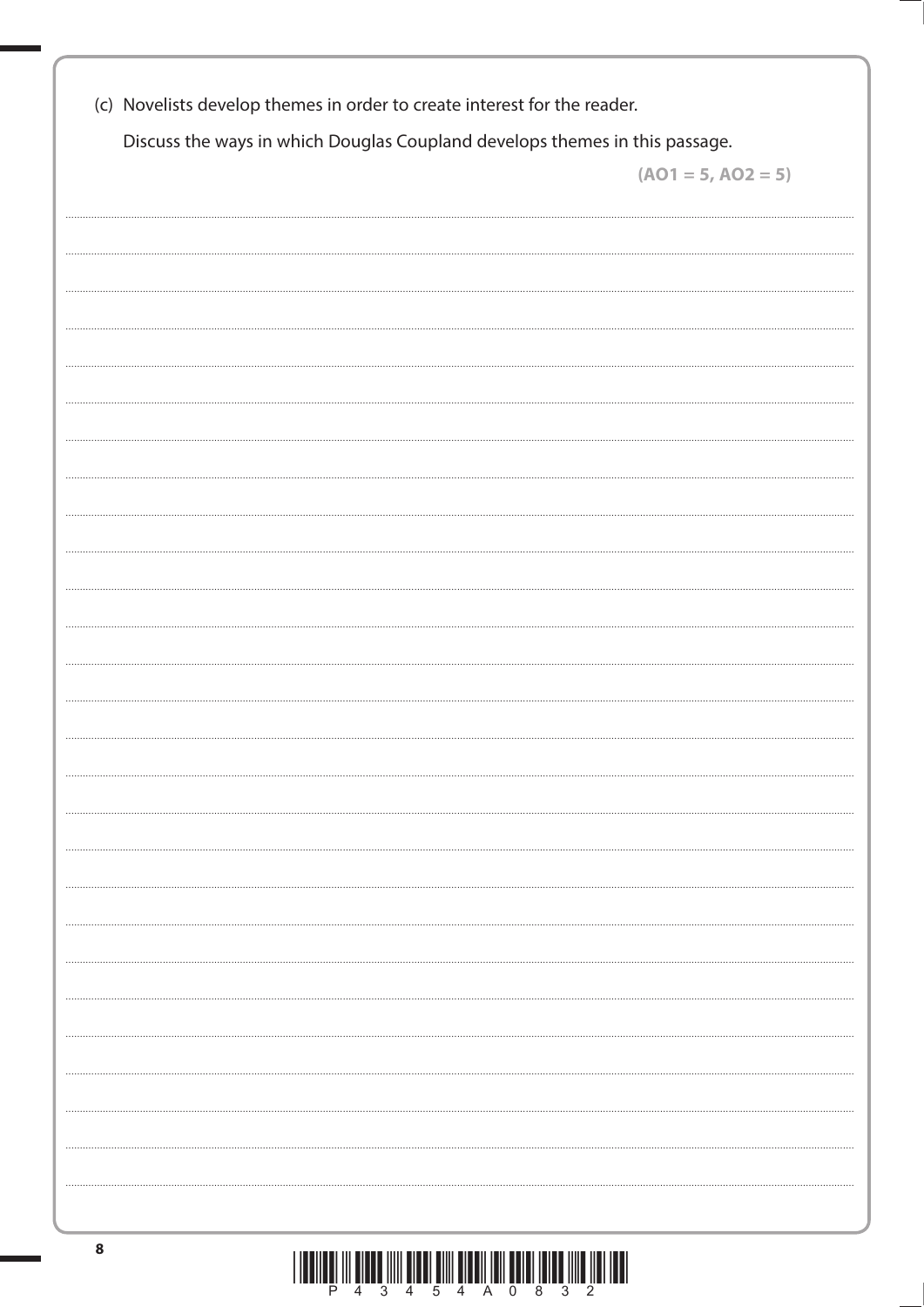(c) Novelists develop themes in order to create interest for the reader.

Discuss the ways in which Douglas Coupland develops themes in this passage.

**(AO1 = 5, AO2 = 5)**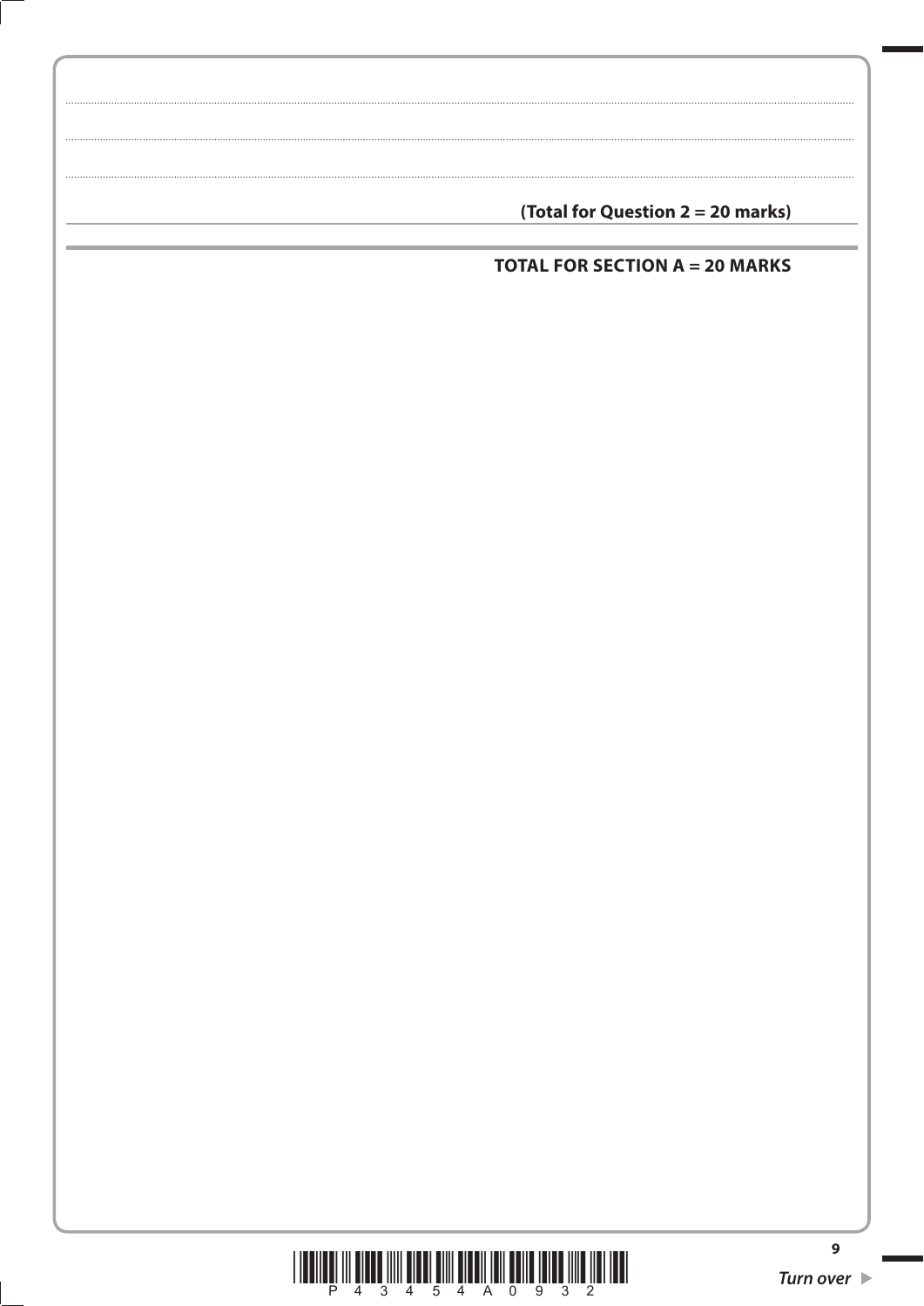**(Total for Question 2 = 20 marks)**

**TOTAL FOR SECTION A = 20 MARKS**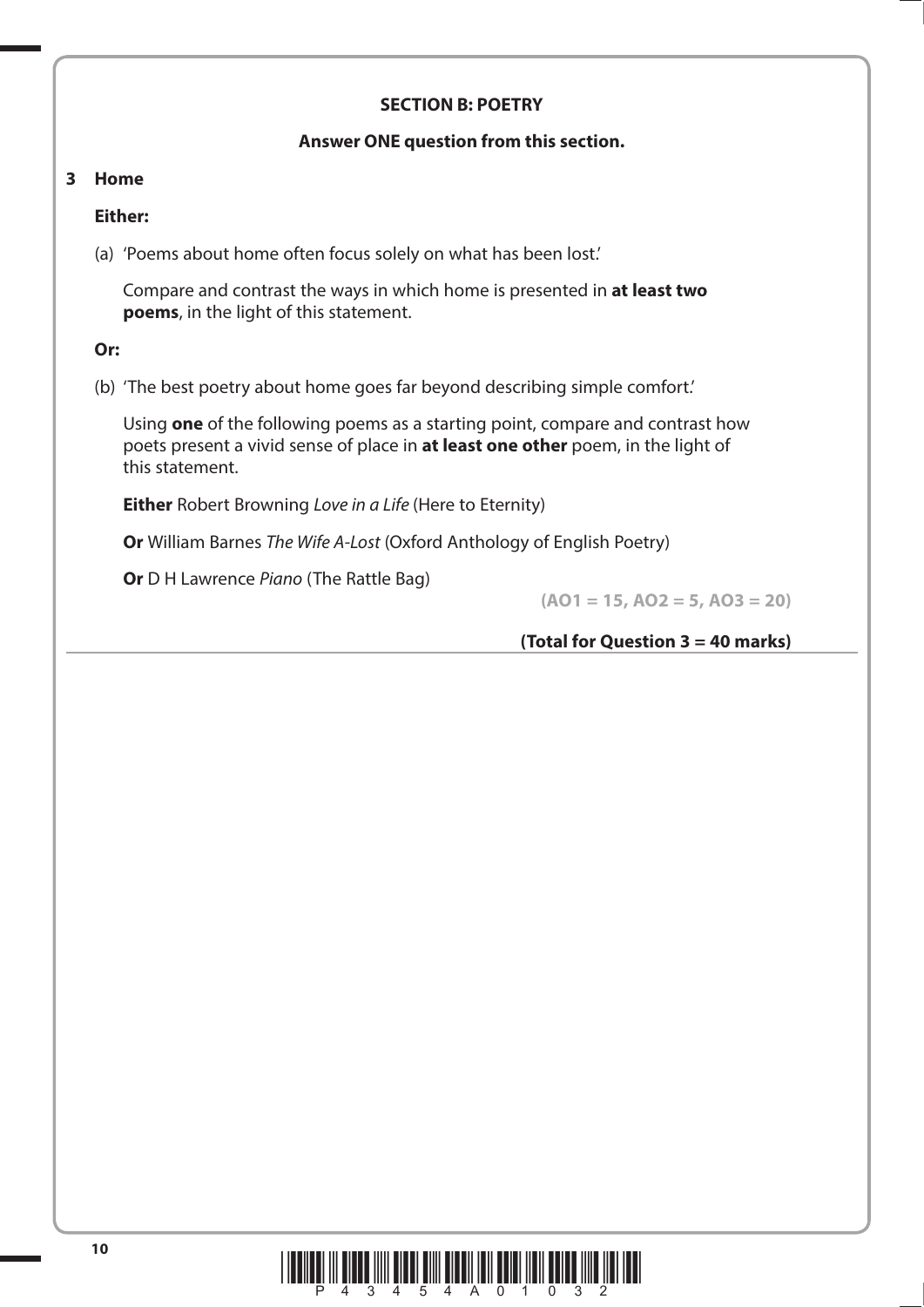## SECTION B: POETRY

**Answer ONE question from this section.**

**3 Home**

**Either:**

(a) 'Poems about home often focus solely on what has been lost.'

Compare and contrast the ways in which home is presented in **at least two poems**, in the light of this statement.

**Or:**

(b) 'The best poetry about home goes far beyond describing simple comfort.'

Using **one** of the following poems as a starting point, compare and contrast how poets present a vivid sense of place in **at least one other** poem, in the light of this statement.

**Either** Robert Browning *Love in a Life* (Here to Eternity)

**Or** William Barnes *The Wife A-Lost* (Oxford Anthology of English Poetry)

**Or** D H Lawrence *Piano* (The Rattle Bag)

**(AO1 = 15, AO2 = 5, AO3 = 20)**

**(Total for Question 3 = 40 marks)**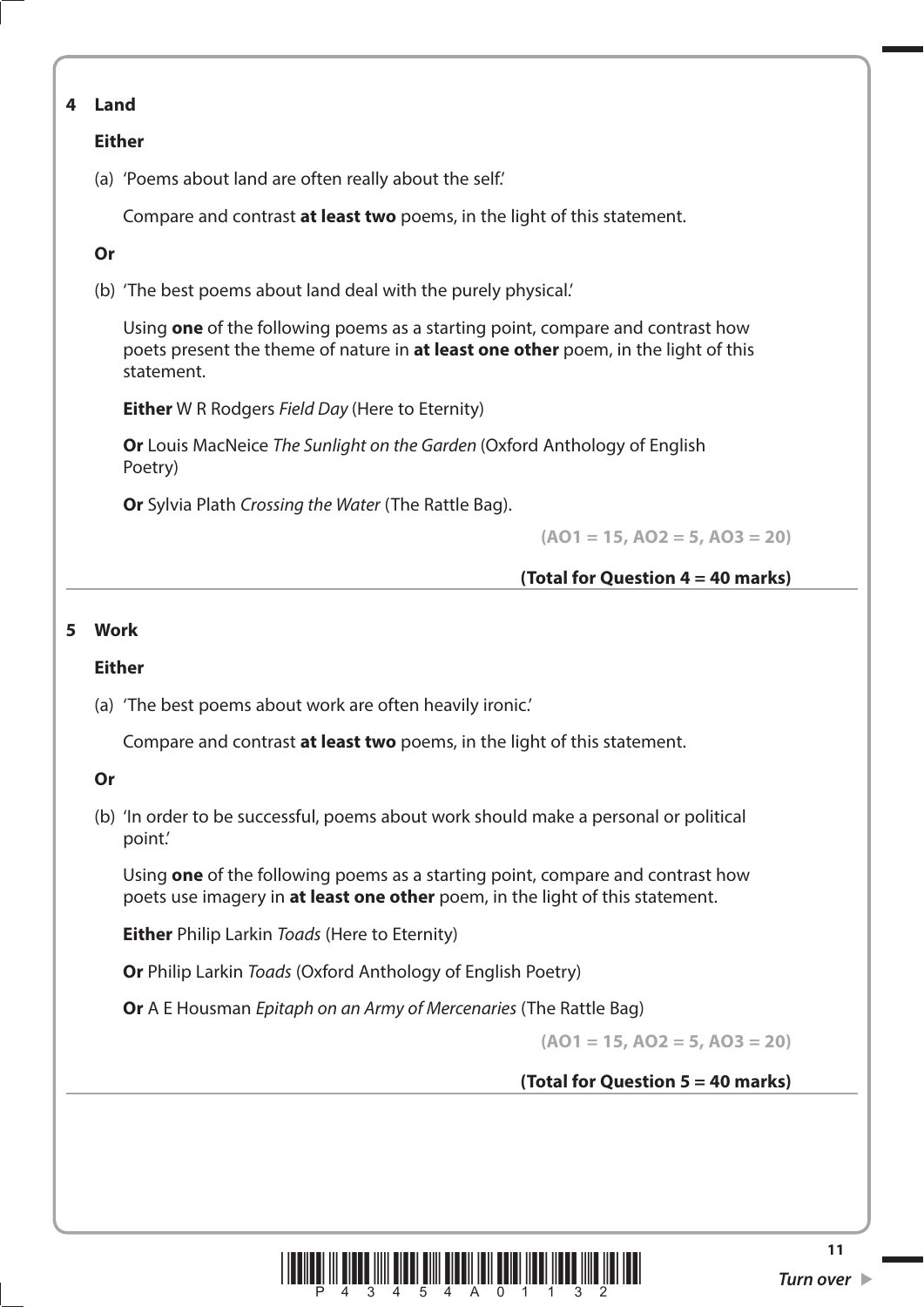**4 Land**

**Either**

(a) 'Poems about land are often really about the self.'

Compare and contrast **at least two** poems, in the light of this statement.

**Or**

(b) 'The best poems about land deal with the purely physical.'

Using **one** of the following poems as a starting point, compare and contrast how poets present the theme of nature in **at least one other** poem, in the light of this statement.

**Either** W R Rodgers *Field Day* (Here to Eternity)

**Or** Louis MacNeice *The Sunlight on the Garden* (Oxford Anthology of English Poetry)

**Or** Sylvia Plath *Crossing the Water* (The Rattle Bag).

**(AO1 = 15, AO2 = 5, AO3 = 20)**

**(Total for Question 4 = 40 marks)**

---

**5 Work**

**Either**

(a) 'The best poems about work are often heavily ironic.'

Compare and contrast **at least two** poems, in the light of this statement.

**Or**

(b) 'In order to be successful, poems about work should make a personal or political point.'

Using **one** of the following poems as a starting point, compare and contrast how poets use imagery in **at least one other** poem, in the light of this statement.

**Either** Philip Larkin *Toads* (Here to Eternity)

**Or** Philip Larkin *Toads* (Oxford Anthology of English Poetry)

**Or** A E Housman *Epitaph on an Army of Mercenaries* (The Rattle Bag)

**(AO1 = 15, AO2 = 5, AO3 = 20)**

**(Total for Question 5 = 40 marks)**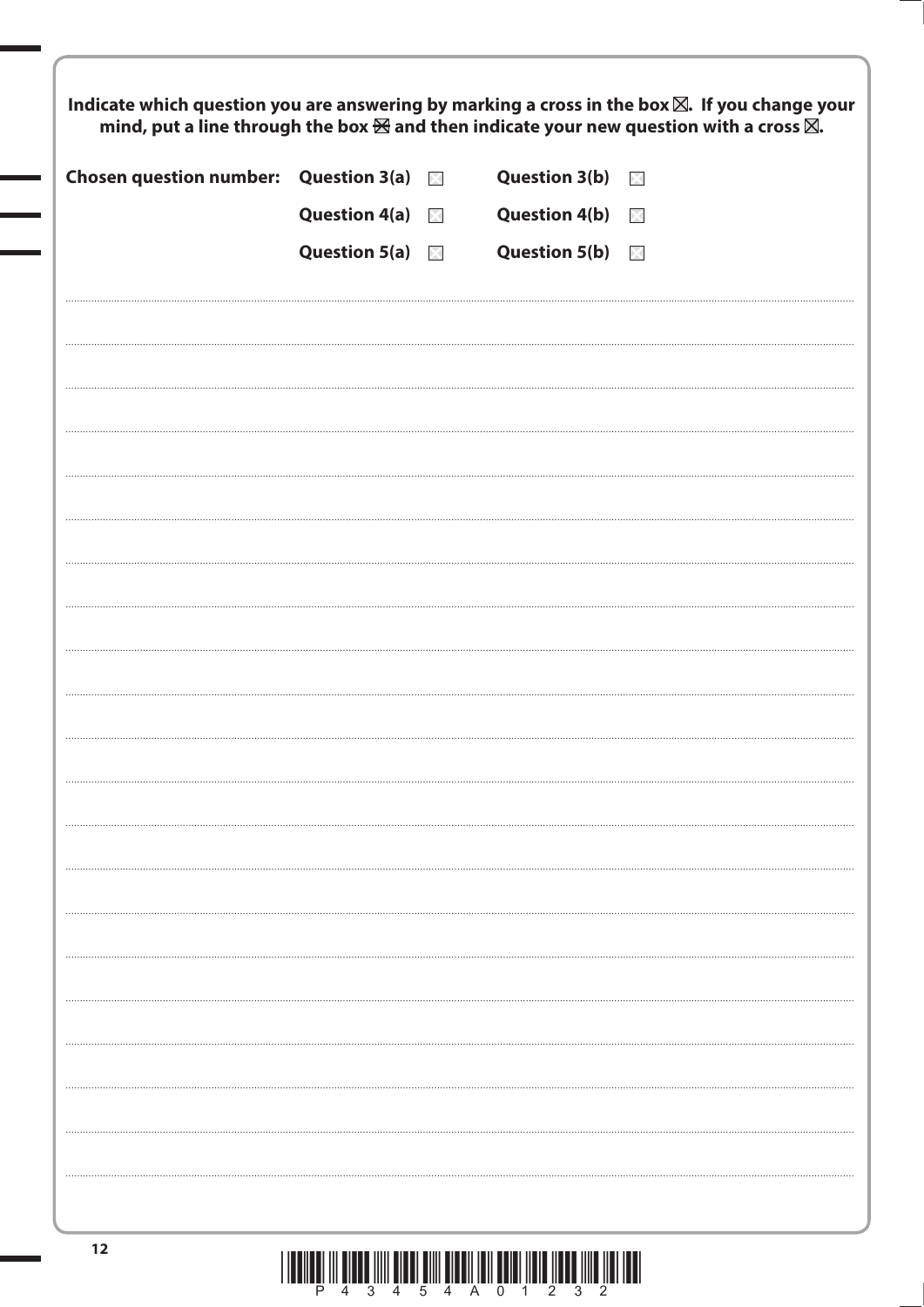**Indicate which question you are answering by marking a cross in the box ☒. If you change your mind, put a line through the box ☒ and then indicate your new question with a cross ☒.**

| **Chosen question number:** | **Question 3(a)** ☐ | **Question 3(b)** ☐ |
|---|---|---|
| | **Question 4(a)** ☐ | **Question 4(b)** ☐ |
| | **Question 5(a)** ☐ | **Question 5(b)** ☐ |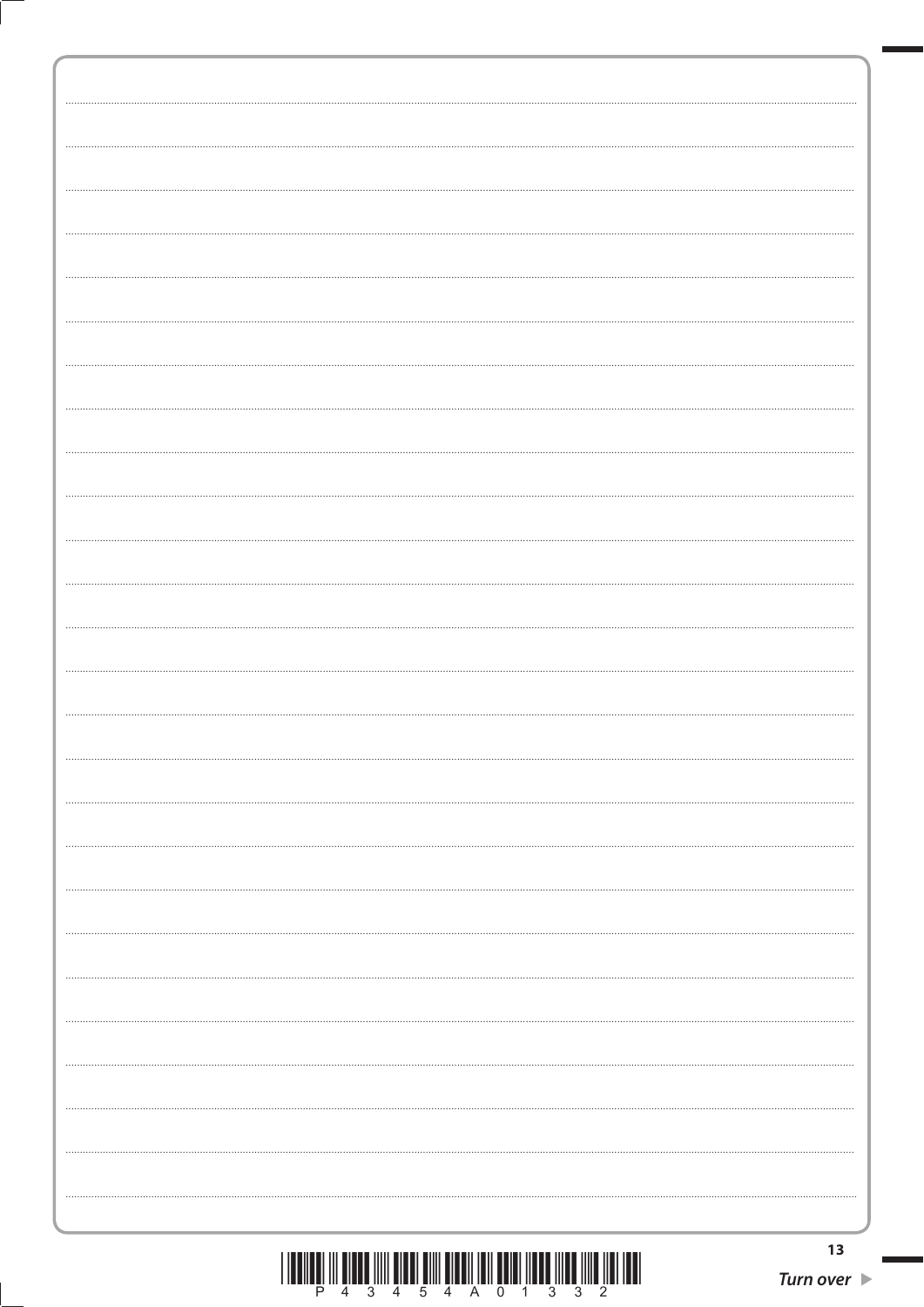**Turn over**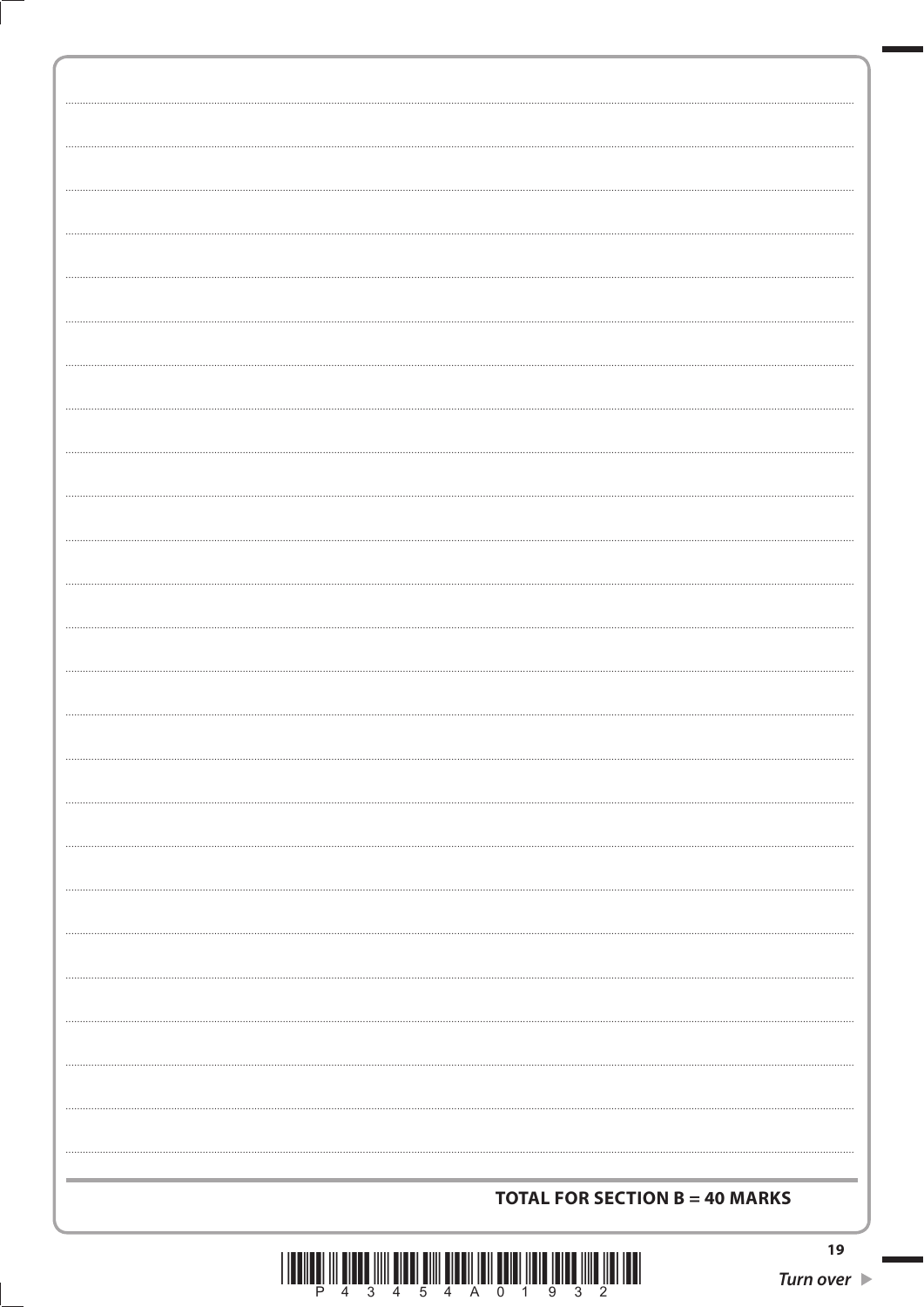**TOTAL FOR SECTION B = 40 MARKS**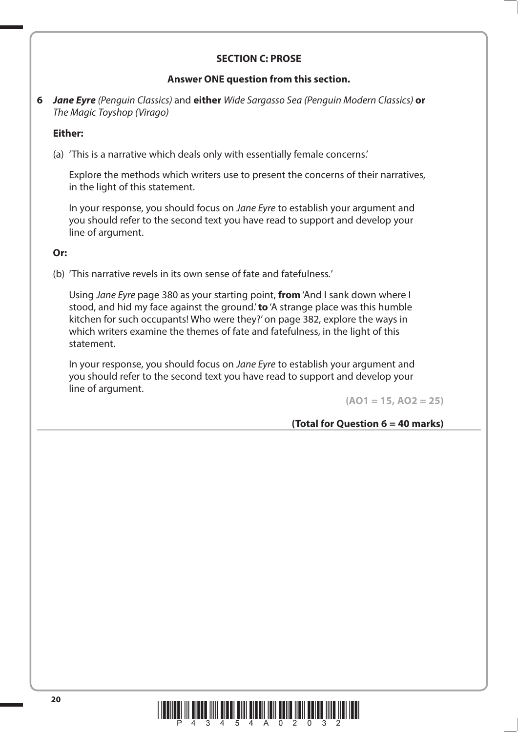## SECTION C: PROSE

**Answer ONE question from this section.**

**6** ***Jane Eyre*** *(Penguin Classics)* and **either** *Wide Sargasso Sea (Penguin Modern Classics)* **or** *The Magic Toyshop (Virago)*

**Either:**

(a) 'This is a narrative which deals only with essentially female concerns.'

Explore the methods which writers use to present the concerns of their narratives, in the light of this statement.

In your response, you should focus on *Jane Eyre* to establish your argument and you should refer to the second text you have read to support and develop your line of argument.

**Or:**

(b) 'This narrative revels in its own sense of fate and fatefulness.'

Using *Jane Eyre* page 380 as your starting point, **from** 'And I sank down where I stood, and hid my face against the ground.' **to** 'A strange place was this humble kitchen for such occupants! Who were they?' on page 382, explore the ways in which writers examine the themes of fate and fatefulness, in the light of this statement.

In your response, you should focus on *Jane Eyre* to establish your argument and you should refer to the second text you have read to support and develop your line of argument.

**(AO1 = 15, AO2 = 25)**

**(Total for Question 6 = 40 marks)**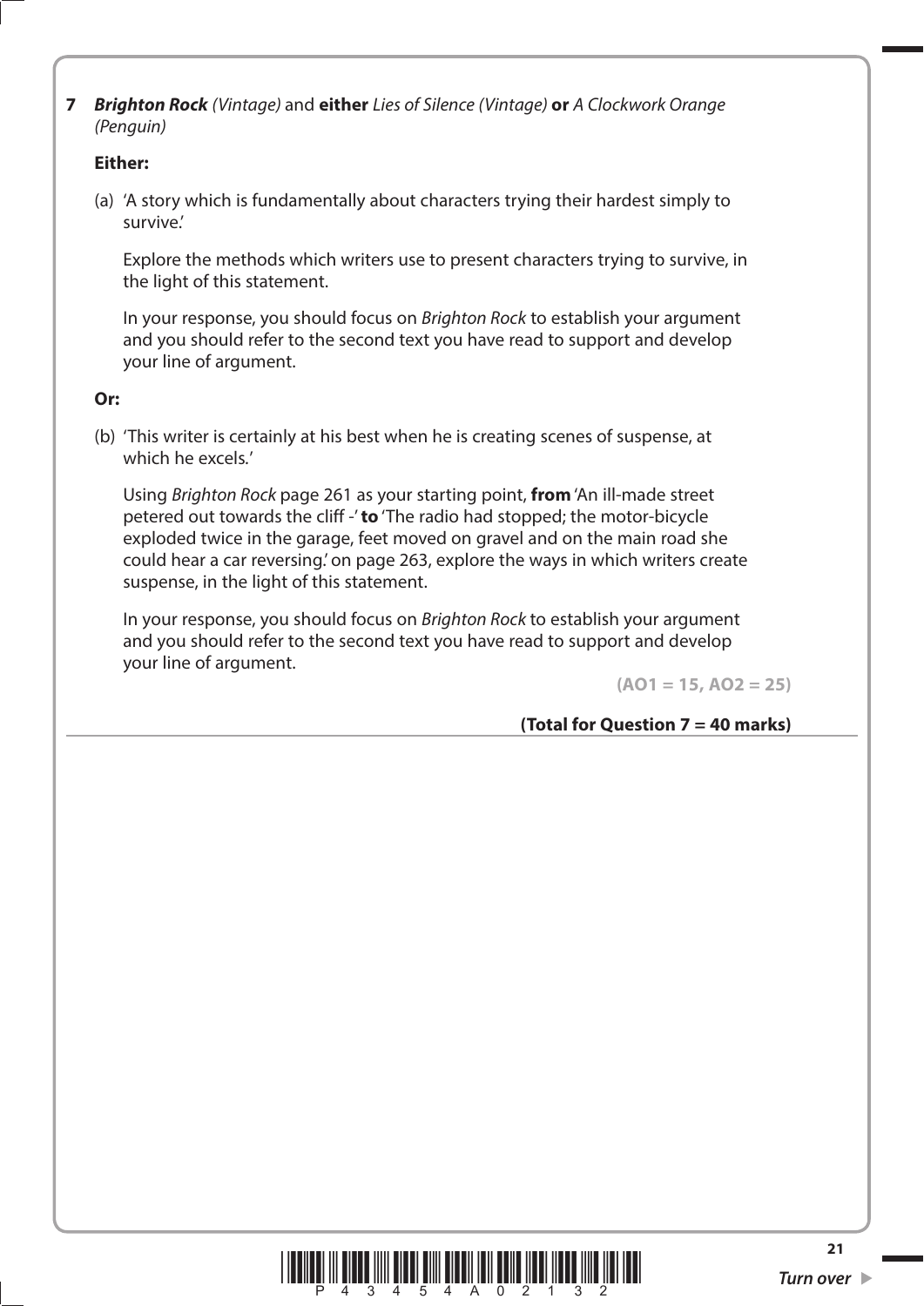**7** ***Brighton Rock*** *(Vintage)* and **either** *Lies of Silence (Vintage)* **or** *A Clockwork Orange (Penguin)*

**Either:**

(a) 'A story which is fundamentally about characters trying their hardest simply to survive.'

Explore the methods which writers use to present characters trying to survive, in the light of this statement.

In your response, you should focus on *Brighton Rock* to establish your argument and you should refer to the second text you have read to support and develop your line of argument.

**Or:**

(b) 'This writer is certainly at his best when he is creating scenes of suspense, at which he excels.'

Using *Brighton Rock* page 261 as your starting point, **from** 'An ill-made street petered out towards the cliff -' **to** 'The radio had stopped; the motor-bicycle exploded twice in the garage, feet moved on gravel and on the main road she could hear a car reversing.' on page 263, explore the ways in which writers create suspense, in the light of this statement.

In your response, you should focus on *Brighton Rock* to establish your argument and you should refer to the second text you have read to support and develop your line of argument.

**(AO1 = 15, AO2 = 25)**

**(Total for Question 7 = 40 marks)**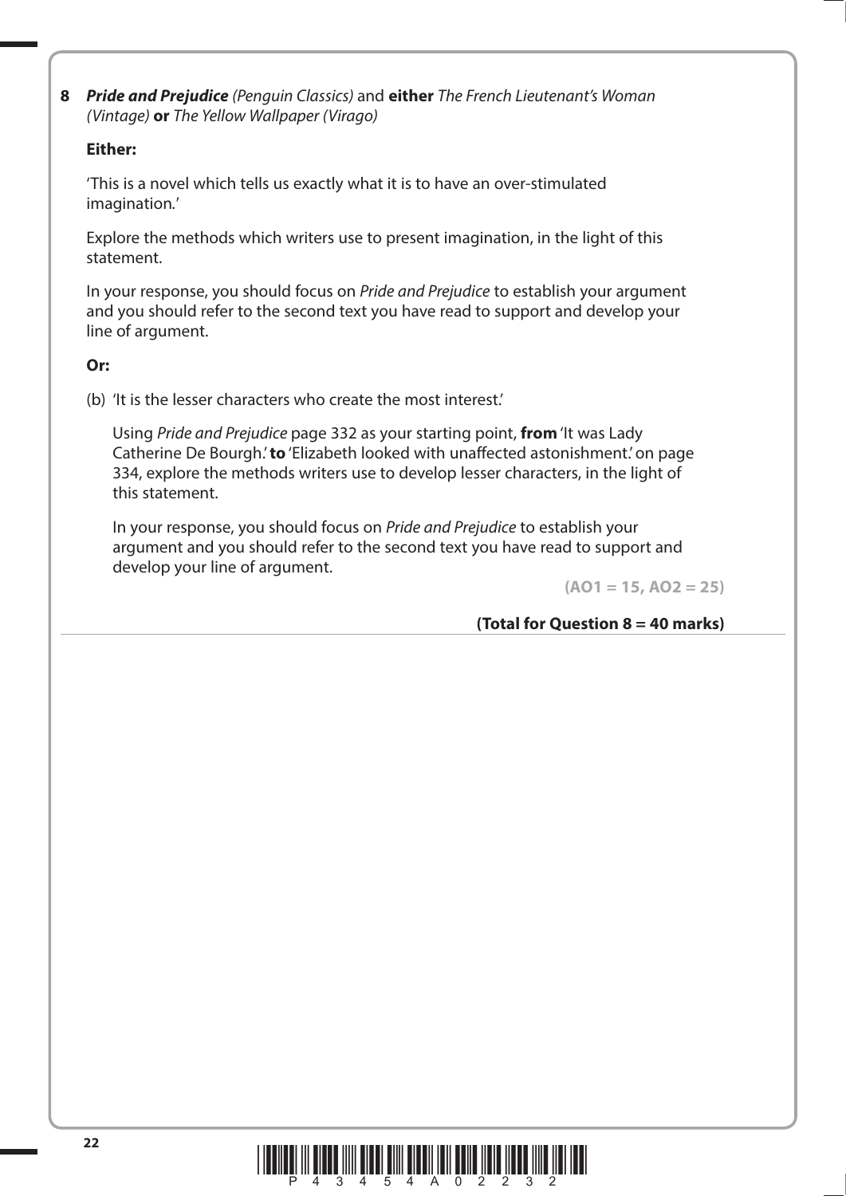**8** ***Pride and Prejudice*** *(Penguin Classics)* and **either** *The French Lieutenant's Woman (Vintage)* **or** *The Yellow Wallpaper (Virago)*

**Either:**

'This is a novel which tells us exactly what it is to have an over-stimulated imagination.'

Explore the methods which writers use to present imagination, in the light of this statement.

In your response, you should focus on *Pride and Prejudice* to establish your argument and you should refer to the second text you have read to support and develop your line of argument.

**Or:**

(b) 'It is the lesser characters who create the most interest.'

Using *Pride and Prejudice* page 332 as your starting point, **from** 'It was Lady Catherine De Bourgh.' **to** 'Elizabeth looked with unaffected astonishment.' on page 334, explore the methods writers use to develop lesser characters, in the light of this statement.

In your response, you should focus on *Pride and Prejudice* to establish your argument and you should refer to the second text you have read to support and develop your line of argument.

**(AO1 = 15, AO2 = 25)**

**(Total for Question 8 = 40 marks)**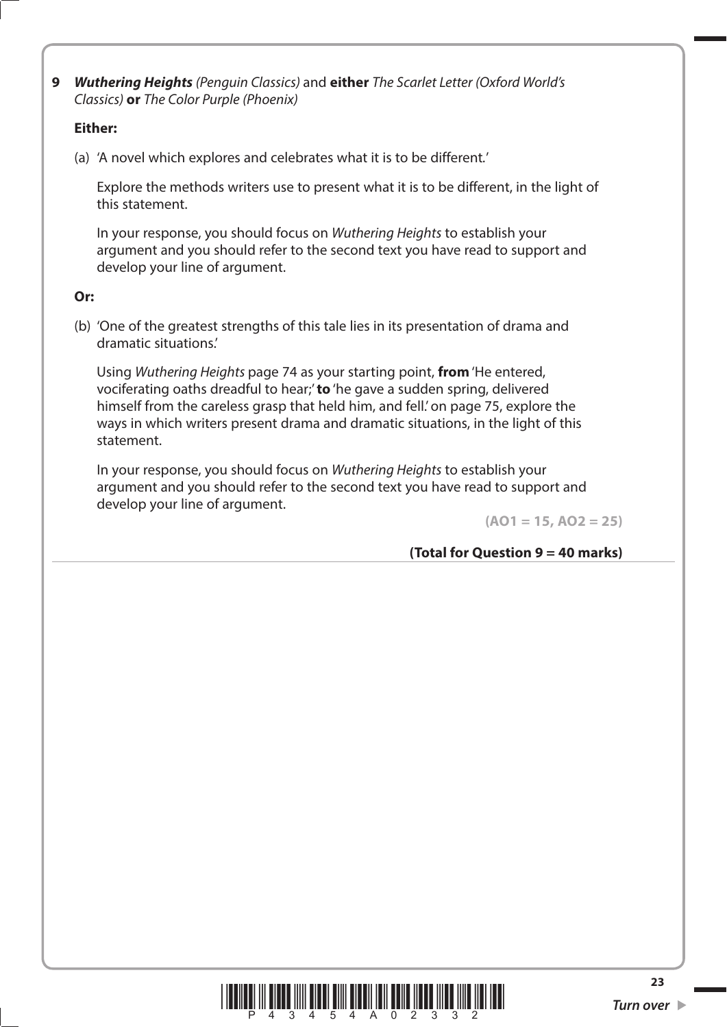**9** ***Wuthering Heights*** *(Penguin Classics)* and **either** *The Scarlet Letter (Oxford World's Classics)* **or** *The Color Purple (Phoenix)*

**Either:**

(a) 'A novel which explores and celebrates what it is to be different.'

Explore the methods writers use to present what it is to be different, in the light of this statement.

In your response, you should focus on *Wuthering Heights* to establish your argument and you should refer to the second text you have read to support and develop your line of argument.

**Or:**

(b) 'One of the greatest strengths of this tale lies in its presentation of drama and dramatic situations.'

Using *Wuthering Heights* page 74 as your starting point, **from** 'He entered, vociferating oaths dreadful to hear;' **to** 'he gave a sudden spring, delivered himself from the careless grasp that held him, and fell.' on page 75, explore the ways in which writers present drama and dramatic situations, in the light of this statement.

In your response, you should focus on *Wuthering Heights* to establish your argument and you should refer to the second text you have read to support and develop your line of argument.

**(AO1 = 15, AO2 = 25)**

**(Total for Question 9 = 40 marks)**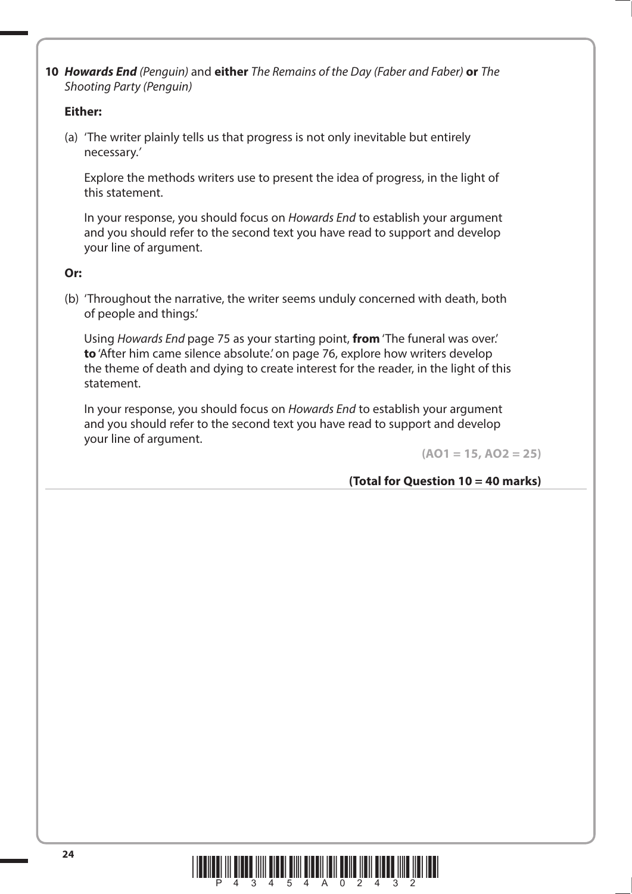**10** ***Howards End*** *(Penguin)* and **either** *The Remains of the Day (Faber and Faber)* **or** *The Shooting Party (Penguin)*

**Either:**

(a) 'The writer plainly tells us that progress is not only inevitable but entirely necessary.'

Explore the methods writers use to present the idea of progress, in the light of this statement.

In your response, you should focus on *Howards End* to establish your argument and you should refer to the second text you have read to support and develop your line of argument.

**Or:**

(b) 'Throughout the narrative, the writer seems unduly concerned with death, both of people and things.'

Using *Howards End* page 75 as your starting point, **from** 'The funeral was over.' **to** 'After him came silence absolute.' on page 76, explore how writers develop the theme of death and dying to create interest for the reader, in the light of this statement.

In your response, you should focus on *Howards End* to establish your argument and you should refer to the second text you have read to support and develop your line of argument.

**(AO1 = 15, AO2 = 25)**

**(Total for Question 10 = 40 marks)**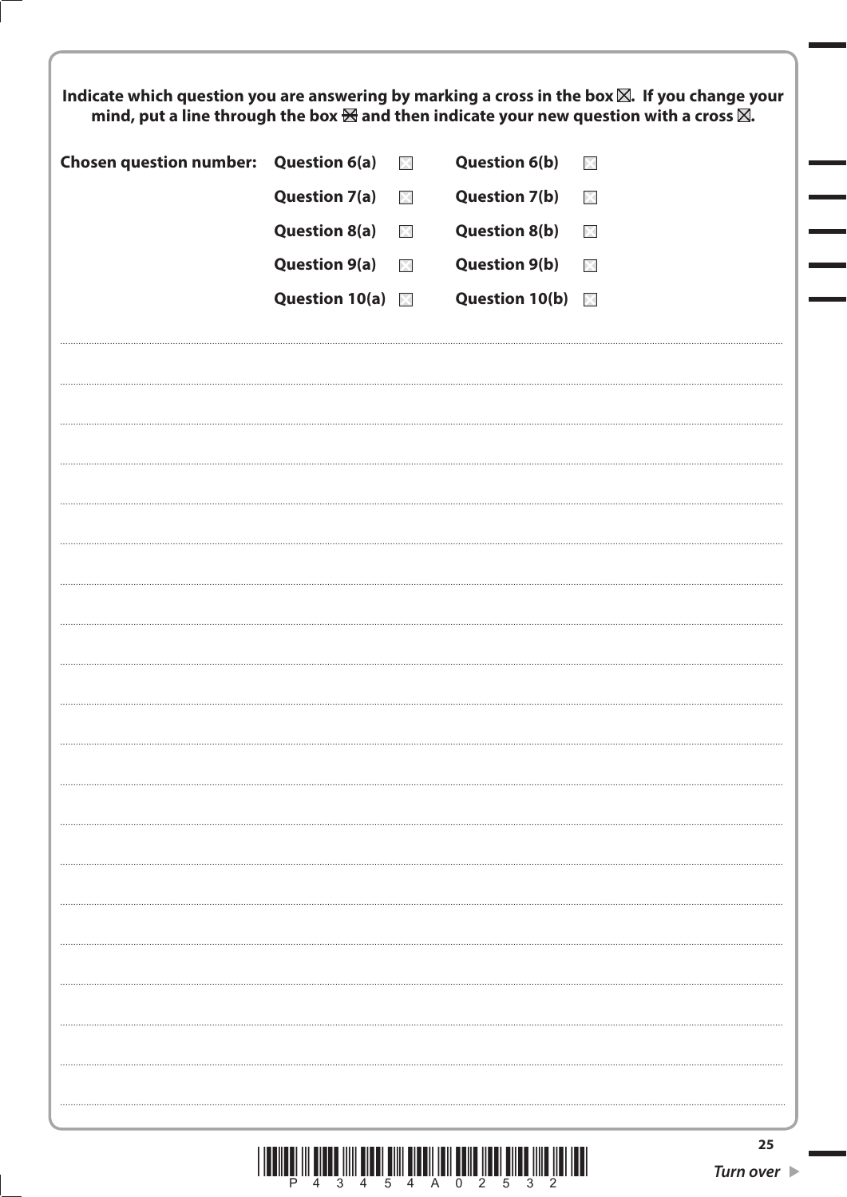**Indicate which question you are answering by marking a cross in the box ☒. If you change your mind, put a line through the box ☒ and then indicate your new question with a cross ☒.**

| **Chosen question number:** | **Question 6(a)** ☐ | **Question 6(b)** ☐ |
|---|---|---|
| | **Question 7(a)** ☐ | **Question 7(b)** ☐ |
| | **Question 8(a)** ☐ | **Question 8(b)** ☐ |
| | **Question 9(a)** ☐ | **Question 9(b)** ☐ |
| | **Question 10(a)** ☐ | **Question 10(b)** ☐ |

P 4 3 4 5 4 A 0 2 5 3 2

*Turn over*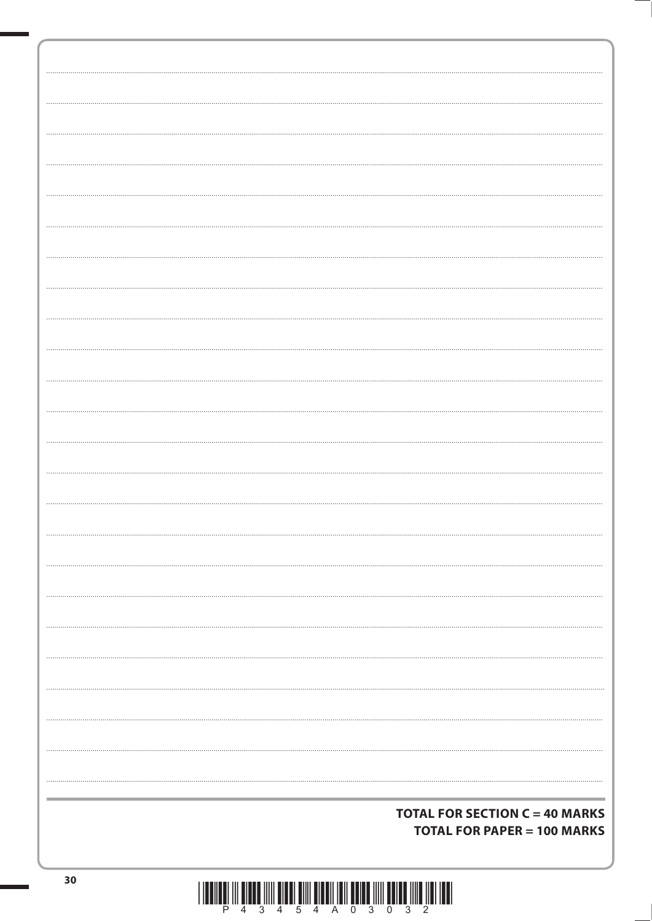**TOTAL FOR SECTION C = 40 MARKS**

**TOTAL FOR PAPER = 100 MARKS**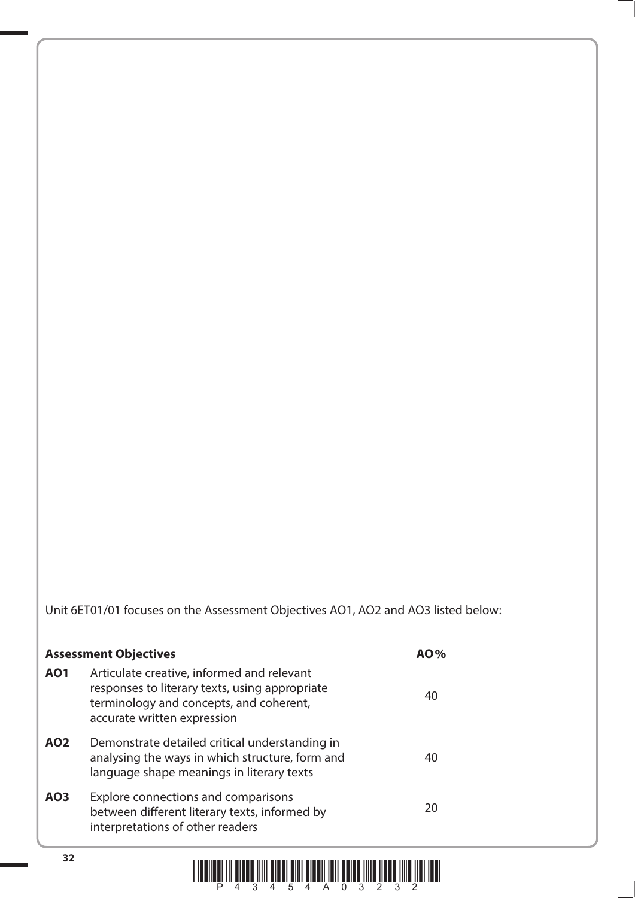Unit 6ET01/01 focuses on the Assessment Objectives AO1, AO2 and AO3 listed below:

| **Assessment Objectives** | | **AO%** |
|---|---|---|
| **AO1** | Articulate creative, informed and relevant responses to literary texts, using appropriate terminology and concepts, and coherent, accurate written expression | 40 |
| **AO2** | Demonstrate detailed critical understanding in analysing the ways in which structure, form and language shape meanings in literary texts | 40 |
| **AO3** | Explore connections and comparisons between different literary texts, informed by interpretations of other readers | 20 |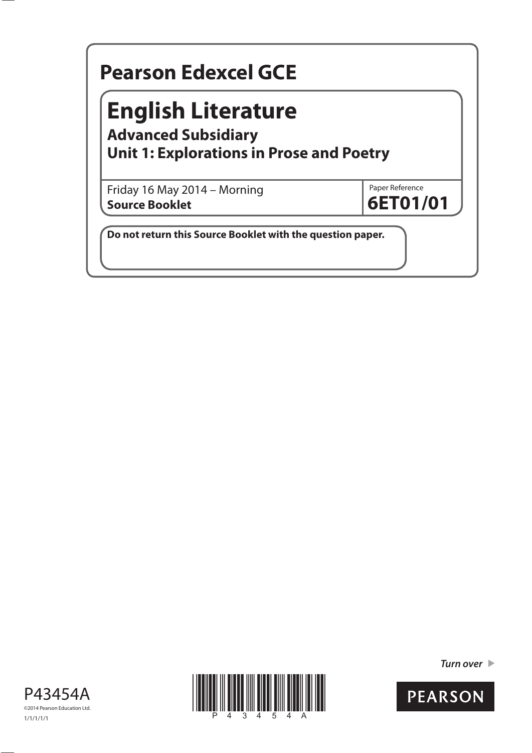# Pearson Edexcel GCE

## English Literature

### Advanced Subsidiary
### Unit 1: Explorations in Prose and Poetry

Friday 16 May 2014 – Morning
**Source Booklet**

Paper Reference
**6ET01/01**

**Do not return this Source Booklet with the question paper.**

P43454A
©2014 Pearson Education Ltd.
1/1/1/1/1

***Turn over***

PEARSON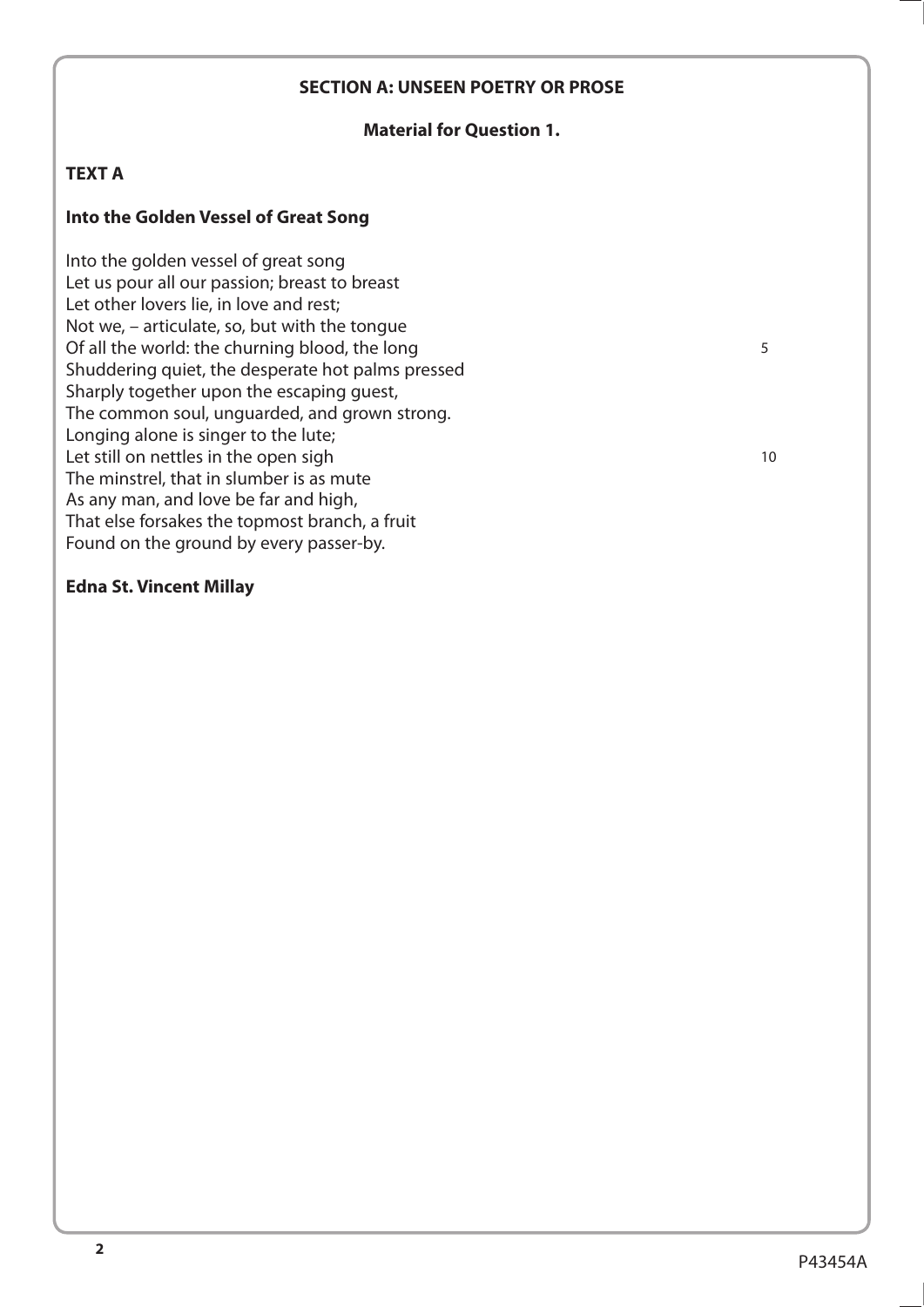**SECTION A: UNSEEN POETRY OR PROSE**

**Material for Question 1.**

**TEXT A**

**Into the Golden Vessel of Great Song**

Into the golden vessel of great song  
Let us pour all our passion; breast to breast  
Let other lovers lie, in love and rest;  
Not we, – articulate, so, but with the tongue  
Of all the world: the churning blood, the long  
Shuddering quiet, the desperate hot palms pressed  
Sharply together upon the escaping guest,  
The common soul, unguarded, and grown strong.  
Longing alone is singer to the lute;  
Let still on nettles in the open sigh  
The minstrel, that in slumber is as mute  
As any man, and love be far and high,  
That else forsakes the topmost branch, a fruit  
Found on the ground by every passer-by.

**Edna St. Vincent Millay**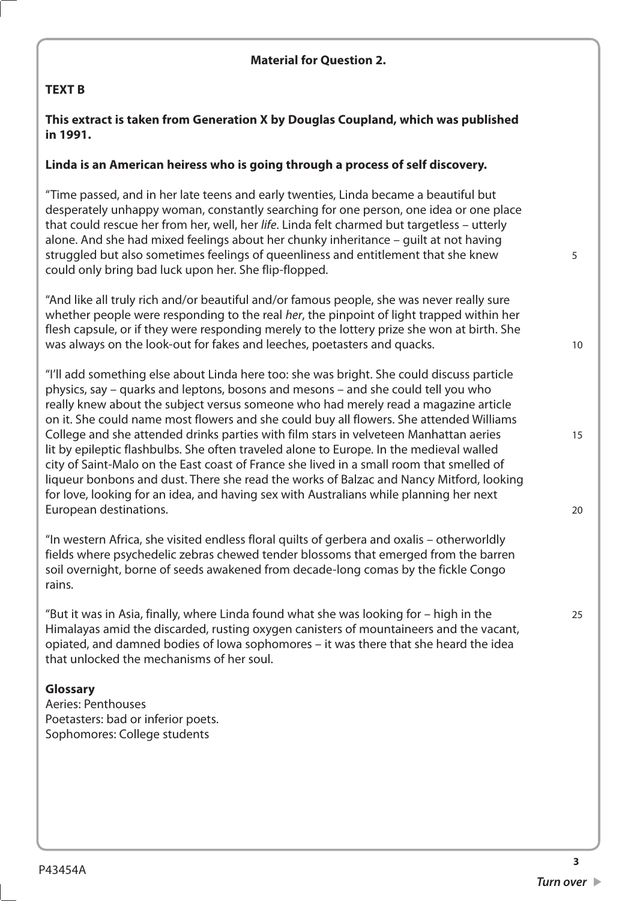**Material for Question 2.**

**TEXT B**

**This extract is taken from Generation X by Douglas Coupland, which was published in 1991.**

**Linda is an American heiress who is going through a process of self discovery.**

"Time passed, and in her late teens and early twenties, Linda became a beautiful but desperately unhappy woman, constantly searching for one person, one idea or one place that could rescue her from her, well, her *life*. Linda felt charmed but targetless – utterly alone. And she had mixed feelings about her chunky inheritance – guilt at not having struggled but also sometimes feelings of queenliness and entitlement that she knew could only bring bad luck upon her. She flip-flopped.

"And like all truly rich and/or beautiful and/or famous people, she was never really sure whether people were responding to the real *her*, the pinpoint of light trapped within her flesh capsule, or if they were responding merely to the lottery prize she won at birth. She was always on the look-out for fakes and leeches, poetasters and quacks.

"I'll add something else about Linda here too: she was bright. She could discuss particle physics, say – quarks and leptons, bosons and mesons – and she could tell you who really knew about the subject versus someone who had merely read a magazine article on it. She could name most flowers and she could buy all flowers. She attended Williams College and she attended drinks parties with film stars in velveteen Manhattan aeries lit by epileptic flashbulbs. She often traveled alone to Europe. In the medieval walled city of Saint-Malo on the East coast of France she lived in a small room that smelled of liqueur bonbons and dust. There she read the works of Balzac and Nancy Mitford, looking for love, looking for an idea, and having sex with Australians while planning her next European destinations.

"In western Africa, she visited endless floral quilts of gerbera and oxalis – otherworldly fields where psychedelic zebras chewed tender blossoms that emerged from the barren soil overnight, borne of seeds awakened from decade-long comas by the fickle Congo rains.

"But it was in Asia, finally, where Linda found what she was looking for – high in the Himalayas amid the discarded, rusting oxygen canisters of mountaineers and the vacant, opiated, and damned bodies of Iowa sophomores – it was there that she heard the idea that unlocked the mechanisms of her soul.

**Glossary**
Aeries: Penthouses
Poetasters: bad or inferior poets.
Sophomores: College students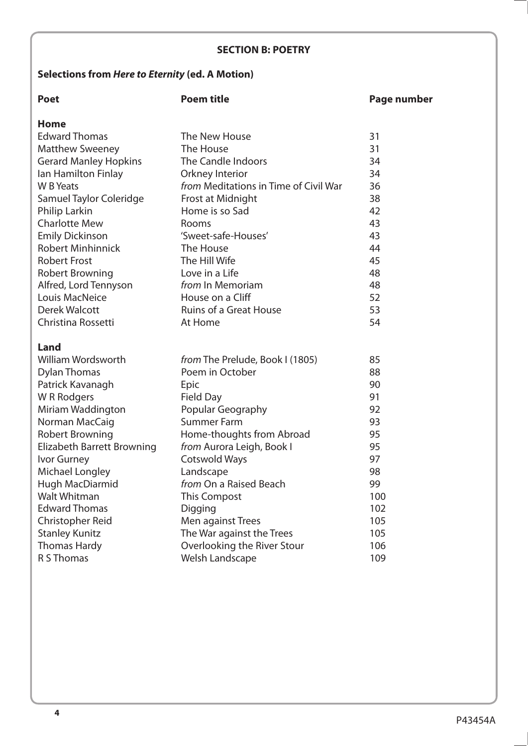## SECTION B: POETRY

### Selections from *Here to Eternity* (ed. A Motion)

| Poet | Poem title | Page number |
|---|---|---|
| **Home** | | |
| Edward Thomas | The New House | 31 |
| Matthew Sweeney | The House | 31 |
| Gerard Manley Hopkins | The Candle Indoors | 34 |
| Ian Hamilton Finlay | Orkney Interior | 34 |
| W B Yeats | *from* Meditations in Time of Civil War | 36 |
| Samuel Taylor Coleridge | Frost at Midnight | 38 |
| Philip Larkin | Home is so Sad | 42 |
| Charlotte Mew | Rooms | 43 |
| Emily Dickinson | 'Sweet-safe-Houses' | 43 |
| Robert Minhinnick | The House | 44 |
| Robert Frost | The Hill Wife | 45 |
| Robert Browning | Love in a Life | 48 |
| Alfred, Lord Tennyson | *from* In Memoriam | 48 |
| Louis MacNeice | House on a Cliff | 52 |
| Derek Walcott | Ruins of a Great House | 53 |
| Christina Rossetti | At Home | 54 |
| **Land** | | |
| William Wordsworth | *from* The Prelude, Book I (1805) | 85 |
| Dylan Thomas | Poem in October | 88 |
| Patrick Kavanagh | Epic | 90 |
| W R Rodgers | Field Day | 91 |
| Miriam Waddington | Popular Geography | 92 |
| Norman MacCaig | Summer Farm | 93 |
| Robert Browning | Home-thoughts from Abroad | 95 |
| Elizabeth Barrett Browning | *from* Aurora Leigh, Book I | 95 |
| Ivor Gurney | Cotswold Ways | 97 |
| Michael Longley | Landscape | 98 |
| Hugh MacDiarmid | *from* On a Raised Beach | 99 |
| Walt Whitman | This Compost | 100 |
| Edward Thomas | Digging | 102 |
| Christopher Reid | Men against Trees | 105 |
| Stanley Kunitz | The War against the Trees | 105 |
| Thomas Hardy | Overlooking the River Stour | 106 |
| R S Thomas | Welsh Landscape | 109 |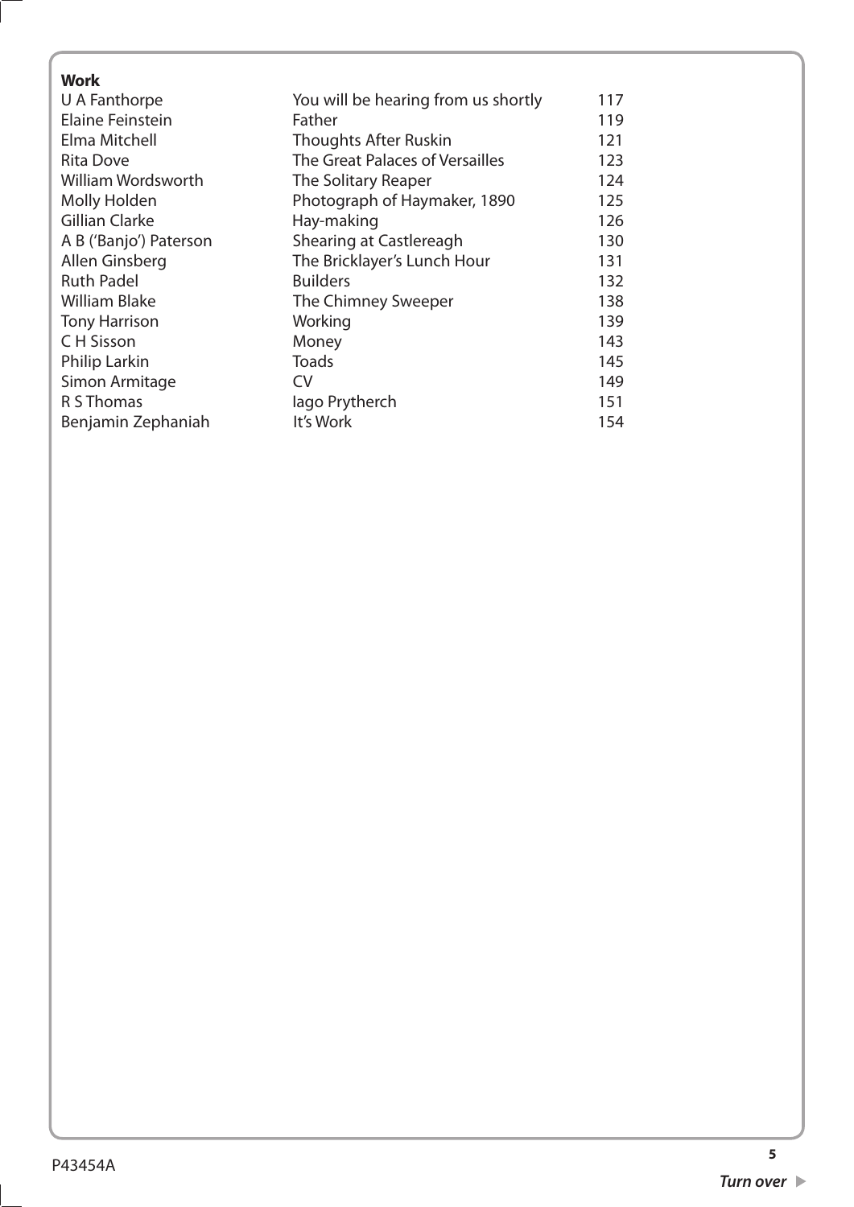**Work**

| | | |
|---|---|---|
| U A Fanthorpe | You will be hearing from us shortly | 117 |
| Elaine Feinstein | Father | 119 |
| Elma Mitchell | Thoughts After Ruskin | 121 |
| Rita Dove | The Great Palaces of Versailles | 123 |
| William Wordsworth | The Solitary Reaper | 124 |
| Molly Holden | Photograph of Haymaker, 1890 | 125 |
| Gillian Clarke | Hay-making | 126 |
| A B ('Banjo') Paterson | Shearing at Castlereagh | 130 |
| Allen Ginsberg | The Bricklayer's Lunch Hour | 131 |
| Ruth Padel | Builders | 132 |
| William Blake | The Chimney Sweeper | 138 |
| Tony Harrison | Working | 139 |
| C H Sisson | Money | 143 |
| Philip Larkin | Toads | 145 |
| Simon Armitage | CV | 149 |
| R S Thomas | Iago Prytherch | 151 |
| Benjamin Zephaniah | It's Work | 154 |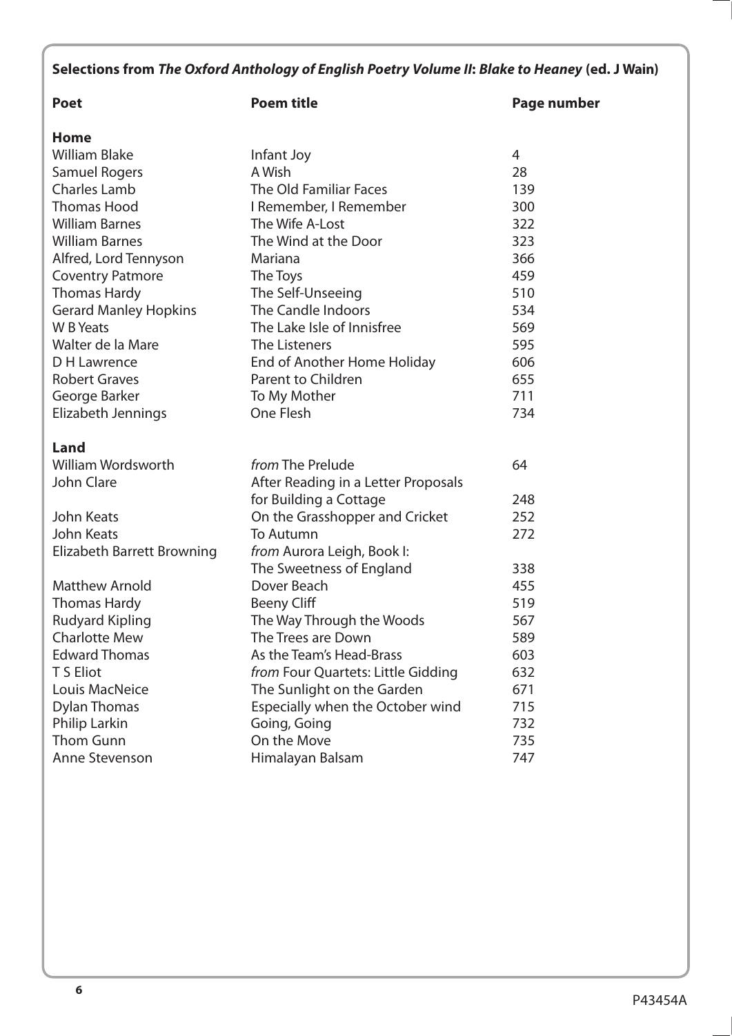**Selections from *The Oxford Anthology of English Poetry Volume II: Blake to Heaney* (ed. J Wain)**

| Poet | Poem title | Page number |
|---|---|---|
| **Home** | | |
| William Blake | Infant Joy | 4 |
| Samuel Rogers | A Wish | 28 |
| Charles Lamb | The Old Familiar Faces | 139 |
| Thomas Hood | I Remember, I Remember | 300 |
| William Barnes | The Wife A-Lost | 322 |
| William Barnes | The Wind at the Door | 323 |
| Alfred, Lord Tennyson | Mariana | 366 |
| Coventry Patmore | The Toys | 459 |
| Thomas Hardy | The Self-Unseeing | 510 |
| Gerard Manley Hopkins | The Candle Indoors | 534 |
| W B Yeats | The Lake Isle of Innisfree | 569 |
| Walter de la Mare | The Listeners | 595 |
| D H Lawrence | End of Another Home Holiday | 606 |
| Robert Graves | Parent to Children | 655 |
| George Barker | To My Mother | 711 |
| Elizabeth Jennings | One Flesh | 734 |
| **Land** | | |
| William Wordsworth | *from* The Prelude | 64 |
| John Clare | After Reading in a Letter Proposals for Building a Cottage | 248 |
| John Keats | On the Grasshopper and Cricket | 252 |
| John Keats | To Autumn | 272 |
| Elizabeth Barrett Browning | *from* Aurora Leigh, Book I: The Sweetness of England | 338 |
| Matthew Arnold | Dover Beach | 455 |
| Thomas Hardy | Beeny Cliff | 519 |
| Rudyard Kipling | The Way Through the Woods | 567 |
| Charlotte Mew | The Trees are Down | 589 |
| Edward Thomas | As the Team's Head-Brass | 603 |
| T S Eliot | *from* Four Quartets: Little Gidding | 632 |
| Louis MacNeice | The Sunlight on the Garden | 671 |
| Dylan Thomas | Especially when the October wind | 715 |
| Philip Larkin | Going, Going | 732 |
| Thom Gunn | On the Move | 735 |
| Anne Stevenson | Himalayan Balsam | 747 |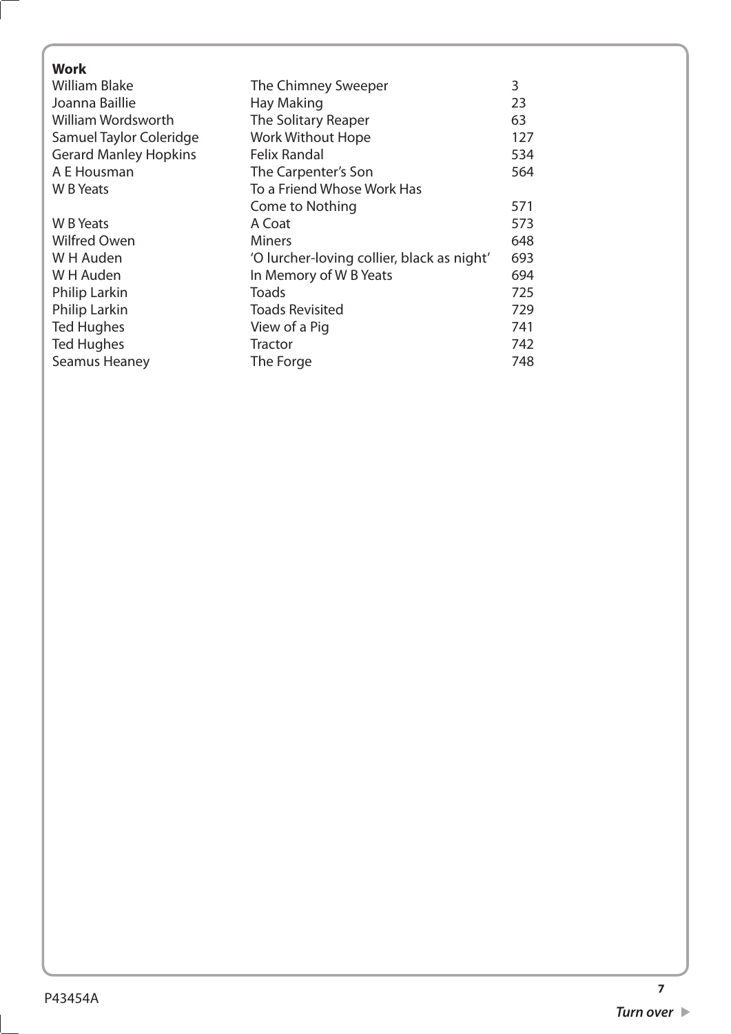**Work**

| | | |
|---|---|---|
| William Blake | The Chimney Sweeper | 3 |
| Joanna Baillie | Hay Making | 23 |
| William Wordsworth | The Solitary Reaper | 63 |
| Samuel Taylor Coleridge | Work Without Hope | 127 |
| Gerard Manley Hopkins | Felix Randal | 534 |
| A E Housman | The Carpenter's Son | 564 |
| W B Yeats | To a Friend Whose Work Has Come to Nothing | 571 |
| W B Yeats | A Coat | 573 |
| Wilfred Owen | Miners | 648 |
| W H Auden | 'O lurcher-loving collier, black as night' | 693 |
| W H Auden | In Memory of W B Yeats | 694 |
| Philip Larkin | Toads | 725 |
| Philip Larkin | Toads Revisited | 729 |
| Ted Hughes | View of a Pig | 741 |
| Ted Hughes | Tractor | 742 |
| Seamus Heaney | The Forge | 748 |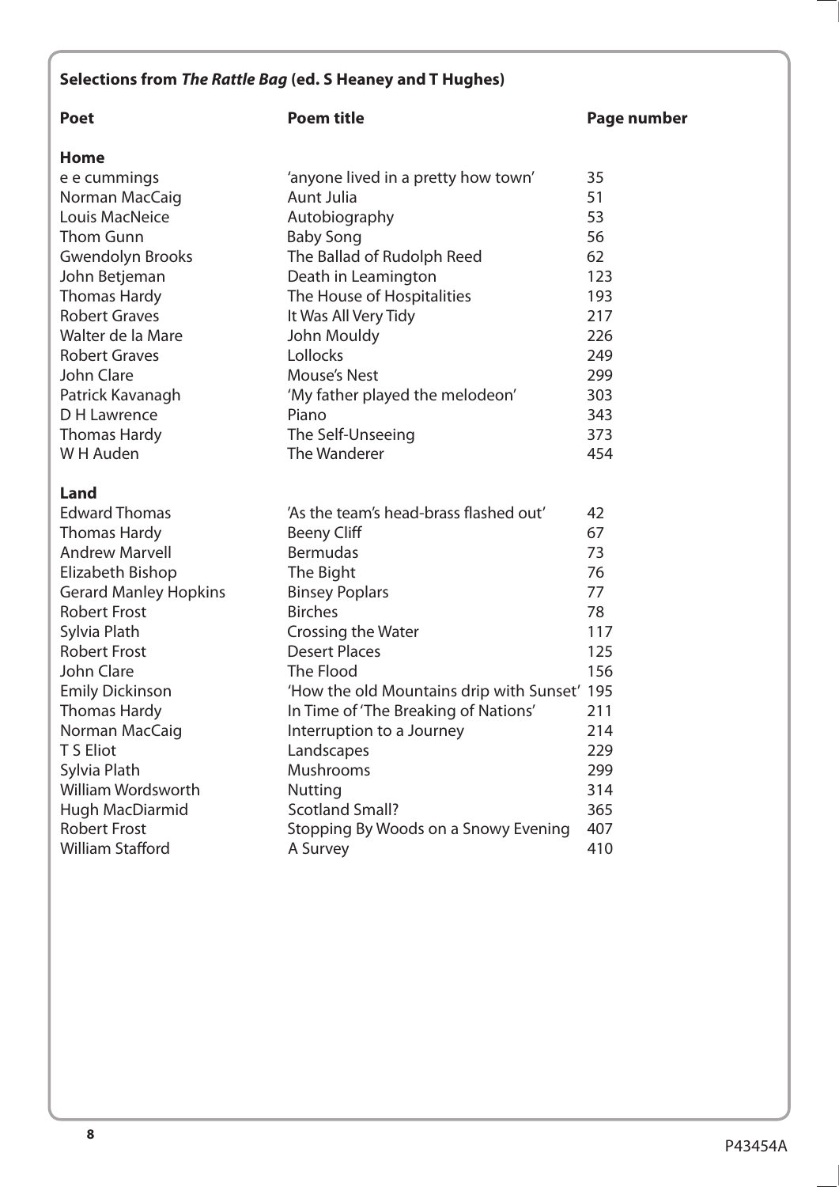## Selections from *The Rattle Bag* (ed. S Heaney and T Hughes)

| Poet | Poem title | Page number |
|---|---|---|
| **Home** | | |
| e e cummings | 'anyone lived in a pretty how town' | 35 |
| Norman MacCaig | Aunt Julia | 51 |
| Louis MacNeice | Autobiography | 53 |
| Thom Gunn | Baby Song | 56 |
| Gwendolyn Brooks | The Ballad of Rudolph Reed | 62 |
| John Betjeman | Death in Leamington | 123 |
| Thomas Hardy | The House of Hospitalities | 193 |
| Robert Graves | It Was All Very Tidy | 217 |
| Walter de la Mare | John Mouldy | 226 |
| Robert Graves | Lollocks | 249 |
| John Clare | Mouse's Nest | 299 |
| Patrick Kavanagh | 'My father played the melodeon' | 303 |
| D H Lawrence | Piano | 343 |
| Thomas Hardy | The Self-Unseeing | 373 |
| W H Auden | The Wanderer | 454 |
| **Land** | | |
| Edward Thomas | 'As the team's head-brass flashed out' | 42 |
| Thomas Hardy | Beeny Cliff | 67 |
| Andrew Marvell | Bermudas | 73 |
| Elizabeth Bishop | The Bight | 76 |
| Gerard Manley Hopkins | Binsey Poplars | 77 |
| Robert Frost | Birches | 78 |
| Sylvia Plath | Crossing the Water | 117 |
| Robert Frost | Desert Places | 125 |
| John Clare | The Flood | 156 |
| Emily Dickinson | 'How the old Mountains drip with Sunset' | 195 |
| Thomas Hardy | In Time of 'The Breaking of Nations' | 211 |
| Norman MacCaig | Interruption to a Journey | 214 |
| T S Eliot | Landscapes | 229 |
| Sylvia Plath | Mushrooms | 299 |
| William Wordsworth | Nutting | 314 |
| Hugh MacDiarmid | Scotland Small? | 365 |
| Robert Frost | Stopping By Woods on a Snowy Evening | 407 |
| William Stafford | A Survey | 410 |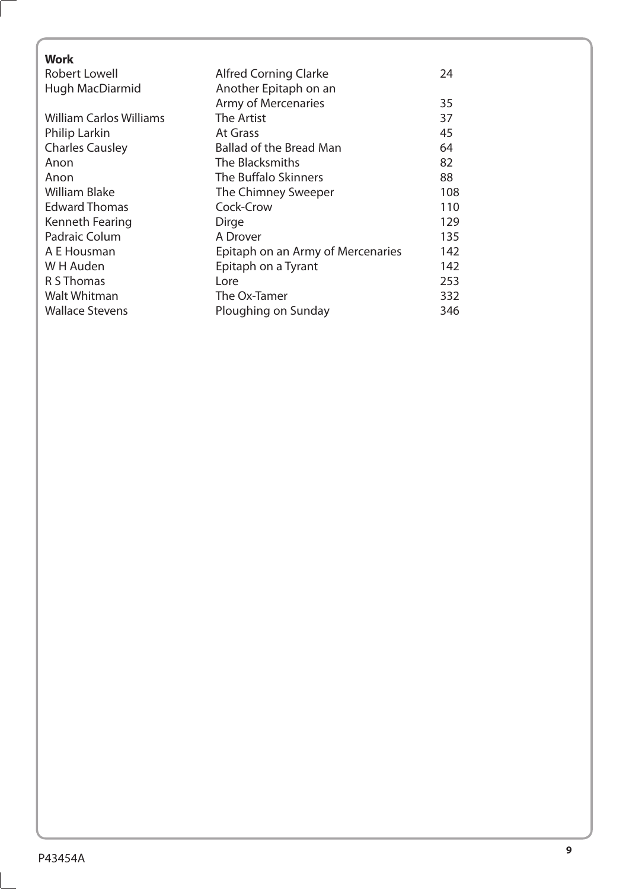**Work**

| | | |
|---|---|---|
| Robert Lowell | Alfred Corning Clarke | 24 |
| Hugh MacDiarmid | Another Epitaph on an Army of Mercenaries | 35 |
| William Carlos Williams | The Artist | 37 |
| Philip Larkin | At Grass | 45 |
| Charles Causley | Ballad of the Bread Man | 64 |
| Anon | The Blacksmiths | 82 |
| Anon | The Buffalo Skinners | 88 |
| William Blake | The Chimney Sweeper | 108 |
| Edward Thomas | Cock-Crow | 110 |
| Kenneth Fearing | Dirge | 129 |
| Padraic Colum | A Drover | 135 |
| A E Housman | Epitaph on an Army of Mercenaries | 142 |
| W H Auden | Epitaph on a Tyrant | 142 |
| R S Thomas | Lore | 253 |
| Walt Whitman | The Ox-Tamer | 332 |
| Wallace Stevens | Ploughing on Sunday | 346 |

P43454A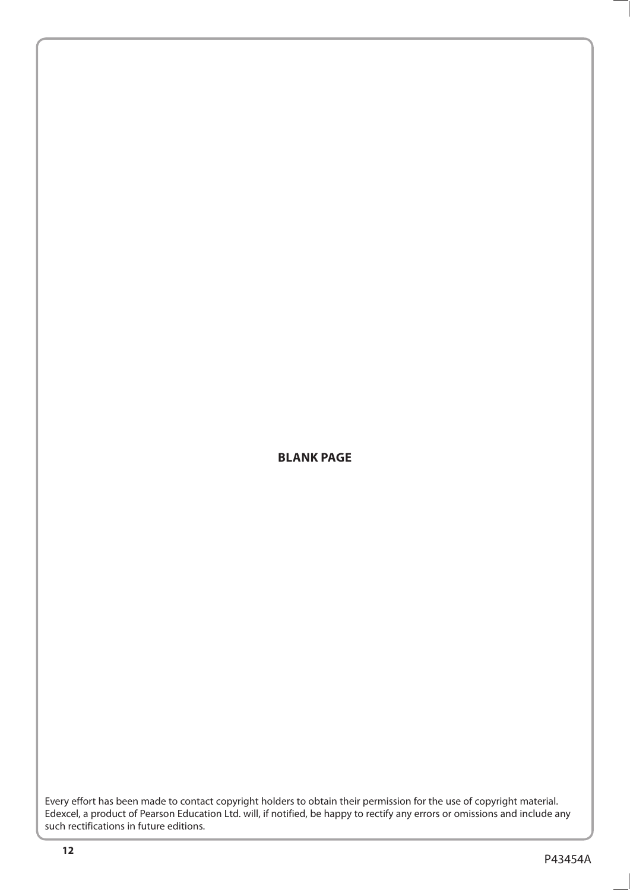**BLANK PAGE**

Every effort has been made to contact copyright holders to obtain their permission for the use of copyright material. Edexcel, a product of Pearson Education Ltd. will, if notified, be happy to rectify any errors or omissions and include any such rectifications in future editions.